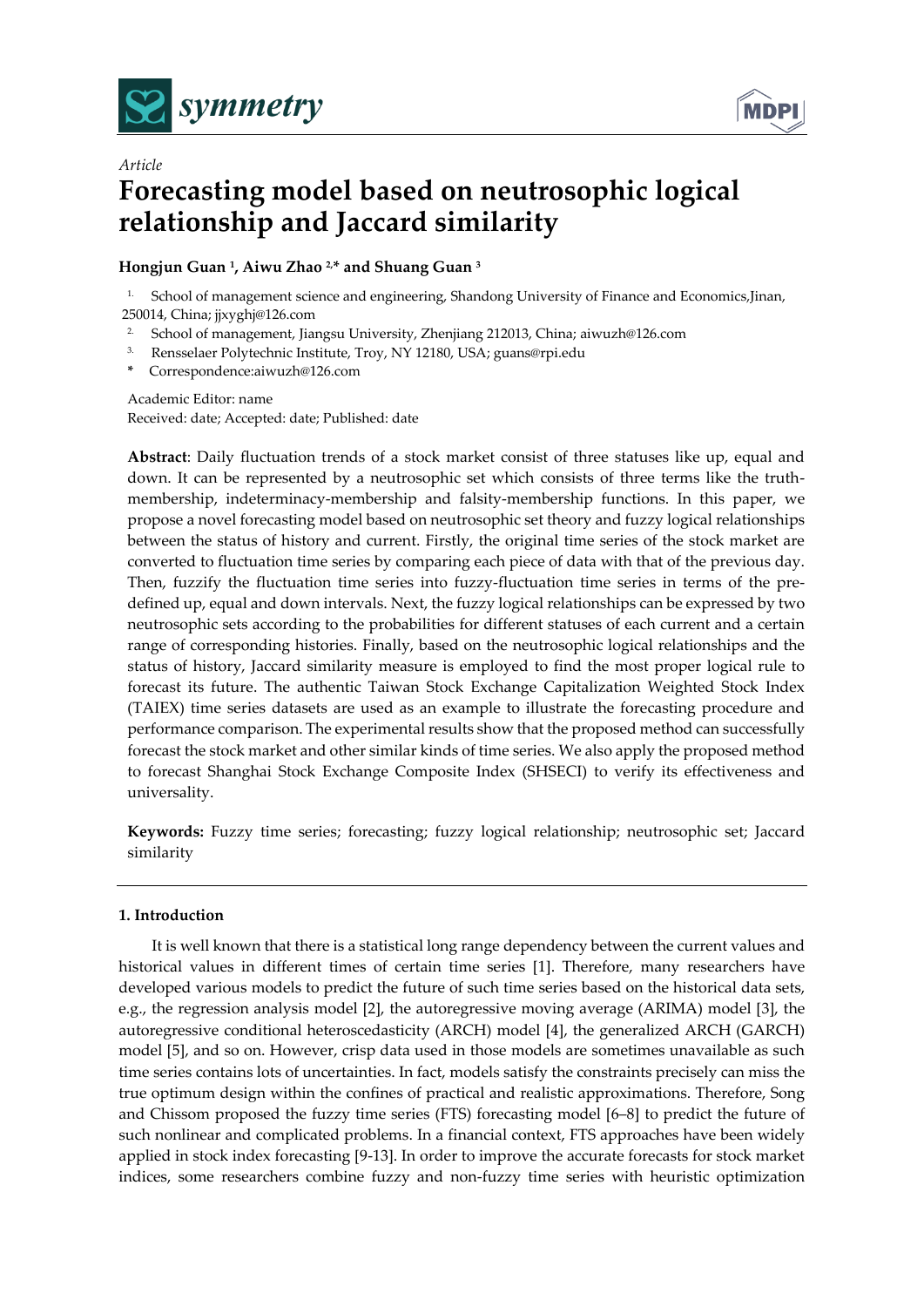*Article*

# Forecasting model based on neutrosophic logical relationship and Jaccard similarity

**Hongjun Guan [1], Aiwu Zhao [2,*] and Shuang Guan [3]**

1. School of management science and engineering, Shandong University of Finance and Economics,Jinan, 250014, China; jjxyghj@126.com
2. School of management, Jiangsu University, Zhenjiang 212013, China; aiwuzh@126.com
3. Rensselaer Polytechnic Institute, Troy, NY 12180, USA; guans@rpi.edu

\* Correspondence:aiwuzh@126.com

Academic Editor: name
Received: date; Accepted: date; Published: date

**Abstract**: Daily fluctuation trends of a stock market consist of three statuses like up, equal and down. It can be represented by a neutrosophic set which consists of three terms like the truth-membership, indeterminacy-membership and falsity-membership functions. In this paper, we propose a novel forecasting model based on neutrosophic set theory and fuzzy logical relationships between the status of history and current. Firstly, the original time series of the stock market are converted to fluctuation time series by comparing each piece of data with that of the previous day. Then, fuzzify the fluctuation time series into fuzzy-fluctuation time series in terms of the pre-defined up, equal and down intervals. Next, the fuzzy logical relationships can be expressed by two neutrosophic sets according to the probabilities for different statuses of each current and a certain range of corresponding histories. Finally, based on the neutrosophic logical relationships and the status of history, Jaccard similarity measure is employed to find the most proper logical rule to forecast its future. The authentic Taiwan Stock Exchange Capitalization Weighted Stock Index (TAIEX) time series datasets are used as an example to illustrate the forecasting procedure and performance comparison. The experimental results show that the proposed method can successfully forecast the stock market and other similar kinds of time series. We also apply the proposed method to forecast Shanghai Stock Exchange Composite Index (SHSECI) to verify its effectiveness and universality.

**Keywords:** Fuzzy time series; forecasting; fuzzy logical relationship; neutrosophic set; Jaccard similarity

## 1. Introduction

It is well known that there is a statistical long range dependency between the current values and historical values in different times of certain time series [1]. Therefore, many researchers have developed various models to predict the future of such time series based on the historical data sets, e.g., the regression analysis model [2], the autoregressive moving average (ARIMA) model [3], the autoregressive conditional heteroscedasticity (ARCH) model [4], the generalized ARCH (GARCH) model [5], and so on. However, crisp data used in those models are sometimes unavailable as such time series contains lots of uncertainties. In fact, models satisfy the constraints precisely can miss the true optimum design within the confines of practical and realistic approximations. Therefore, Song and Chissom proposed the fuzzy time series (FTS) forecasting model [6–8] to predict the future of such nonlinear and complicated problems. In a financial context, FTS approaches have been widely applied in stock index forecasting [9-13]. In order to improve the accurate forecasts for stock market indices, some researchers combine fuzzy and non-fuzzy time series with heuristic optimization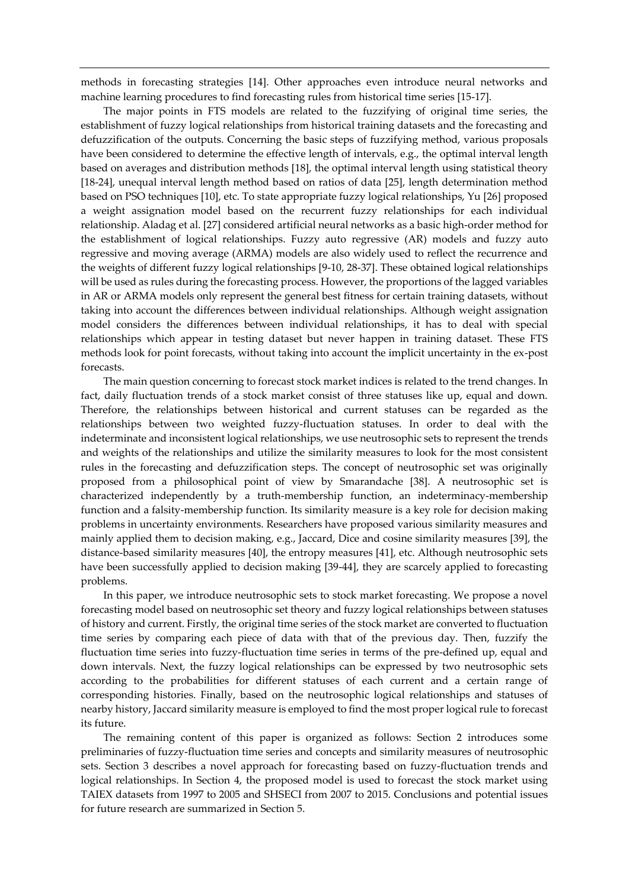methods in forecasting strategies [14]. Other approaches even introduce neural networks and machine learning procedures to find forecasting rules from historical time series [15-17].

The major points in FTS models are related to the fuzzifying of original time series, the establishment of fuzzy logical relationships from historical training datasets and the forecasting and defuzzification of the outputs. Concerning the basic steps of fuzzifying method, various proposals have been considered to determine the effective length of intervals, e.g., the optimal interval length based on averages and distribution methods [18], the optimal interval length using statistical theory [18-24], unequal interval length method based on ratios of data [25], length determination method based on PSO techniques [10], etc. To state appropriate fuzzy logical relationships, Yu [26] proposed a weight assignation model based on the recurrent fuzzy relationships for each individual relationship. Aladag et al. [27] considered artificial neural networks as a basic high-order method for the establishment of logical relationships. Fuzzy auto regressive (AR) models and fuzzy auto regressive and moving average (ARMA) models are also widely used to reflect the recurrence and the weights of different fuzzy logical relationships [9-10, 28-37]. These obtained logical relationships will be used as rules during the forecasting process. However, the proportions of the lagged variables in AR or ARMA models only represent the general best fitness for certain training datasets, without taking into account the differences between individual relationships. Although weight assignation model considers the differences between individual relationships, it has to deal with special relationships which appear in testing dataset but never happen in training dataset. These FTS methods look for point forecasts, without taking into account the implicit uncertainty in the ex-post forecasts.

The main question concerning to forecast stock market indices is related to the trend changes. In fact, daily fluctuation trends of a stock market consist of three statuses like up, equal and down. Therefore, the relationships between historical and current statuses can be regarded as the relationships between two weighted fuzzy-fluctuation statuses. In order to deal with the indeterminate and inconsistent logical relationships, we use neutrosophic sets to represent the trends and weights of the relationships and utilize the similarity measures to look for the most consistent rules in the forecasting and defuzzification steps. The concept of neutrosophic set was originally proposed from a philosophical point of view by Smarandache [38]. A neutrosophic set is characterized independently by a truth-membership function, an indeterminacy-membership function and a falsity-membership function. Its similarity measure is a key role for decision making problems in uncertainty environments. Researchers have proposed various similarity measures and mainly applied them to decision making, e.g., Jaccard, Dice and cosine similarity measures [39], the distance-based similarity measures [40], the entropy measures [41], etc. Although neutrosophic sets have been successfully applied to decision making [39-44], they are scarcely applied to forecasting problems.

In this paper, we introduce neutrosophic sets to stock market forecasting. We propose a novel forecasting model based on neutrosophic set theory and fuzzy logical relationships between statuses of history and current. Firstly, the original time series of the stock market are converted to fluctuation time series by comparing each piece of data with that of the previous day. Then, fuzzify the fluctuation time series into fuzzy-fluctuation time series in terms of the pre-defined up, equal and down intervals. Next, the fuzzy logical relationships can be expressed by two neutrosophic sets according to the probabilities for different statuses of each current and a certain range of corresponding histories. Finally, based on the neutrosophic logical relationships and statuses of nearby history, Jaccard similarity measure is employed to find the most proper logical rule to forecast its future.

The remaining content of this paper is organized as follows: Section 2 introduces some preliminaries of fuzzy-fluctuation time series and concepts and similarity measures of neutrosophic sets. Section 3 describes a novel approach for forecasting based on fuzzy-fluctuation trends and logical relationships. In Section 4, the proposed model is used to forecast the stock market using TAIEX datasets from 1997 to 2005 and SHSECI from 2007 to 2015. Conclusions and potential issues for future research are summarized in Section 5.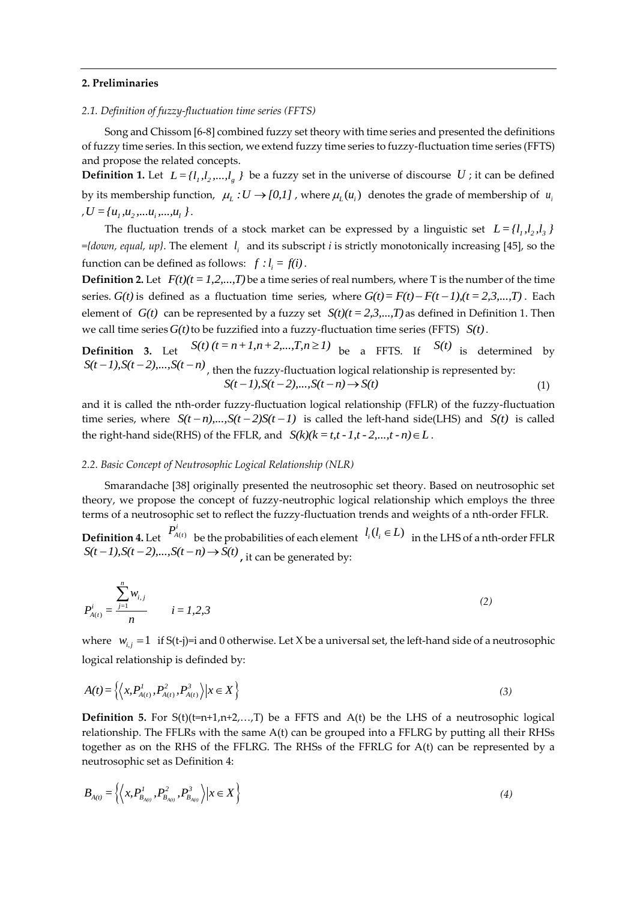## 2. Preliminaries

### *2.1. Definition of fuzzy-fluctuation time series (FFTS)*

Song and Chissom [6-8] combined fuzzy set theory with time series and presented the definitions of fuzzy time series. In this section, we extend fuzzy time series to fuzzy-fluctuation time series (FFTS) and propose the related concepts.

**Definition 1.** Let $L = \{l_1, l_2, ..., l_g\}$ be a fuzzy set in the universe of discourse $U$; it can be defined by its membership function, $\mu_L : U \to [0,1]$, where $\mu_L(u_i)$ denotes the grade of membership of $u_i$, $U = \{u_1, u_2, ...u_i, ..., u_l\}$.

The fluctuation trends of a stock market can be expressed by a linguistic set $L = \{l_1, l_2, l_3\}$ ={down, equal, up}. The element $l_i$ and its subscript *i* is strictly monotonically increasing [45], so the function can be defined as follows: $f : l_i = f(i)$.

**Definition 2.** Let $F(t)(t = 1,2,...,T)$ be a time series of real numbers, where T is the number of the time series. $G(t)$ is defined as a fluctuation time series, where $G(t) = F(t) - F(t-1), (t = 2,3,...,T)$. Each element of $G(t)$ can be represented by a fuzzy set $S(t)(t = 2,3,...,T)$ as defined in Definition 1. Then we call time series $G(t)$ to be fuzzified into a fuzzy-fluctuation time series (FFTS) $S(t)$.

**Definition 3.** Let $S(t)\ (t = n+1, n+2, ..., T, n \geq 1)$ be a FFTS. If $S(t)$ is determined by $S(t-1), S(t-2), ..., S(t-n)$, then the fuzzy-fluctuation logical relationship is represented by:

$$S(t-1), S(t-2), ..., S(t-n) \to S(t) \tag{1}$$

and it is called the nth-order fuzzy-fluctuation logical relationship (FFLR) of the fuzzy-fluctuation time series, where $S(t-n), ..., S(t-2)S(t-1)$ is called the left-hand side(LHS) and $S(t)$ is called the right-hand side(RHS) of the FFLR, and $S(k)(k = t, t-1, t-2, ..., t-n) \in L$.

### *2.2. Basic Concept of Neutrosophic Logical Relationship (NLR)*

Smarandache [38] originally presented the neutrosophic set theory. Based on neutrosophic set theory, we propose the concept of fuzzy-neutrophic logical relationship which employs the three terms of a neutrosophic set to reflect the fuzzy-fluctuation trends and weights of a nth-order FFLR.

**Definition 4.** Let $P^i_{A(t)}$ be the probabilities of each element $l_i (l_i \in L)$ in the LHS of a nth-order FFLR $S(t-1), S(t-2), ..., S(t-n) \to S(t)$, it can be generated by:

$$P^i_{A(t)} = \frac{\sum_{j=1}^{n} w_{i,j}}{n} \qquad i = 1,2,3 \tag{2}$$

where $w_{i,j} = 1$ if S(t-j)=i and 0 otherwise. Let X be a universal set, the left-hand side of a neutrosophic logical relationship is definded by:

$$A(t) = \left\{ \left\langle x, P^1_{A(t)}, P^2_{A(t)}, P^3_{A(t)} \right\rangle \middle| x \in X \right\} \tag{3}$$

**Definition 5.** For S(t)(t=n+1,n+2,…,T) be a FFTS and A(t) be the LHS of a neutrosophic logical relationship. The FFLRs with the same A(t) can be grouped into a FFLRG by putting all their RHSs together as on the RHS of the FFLRG. The RHSs of the FFRLG for A(t) can be represented by a neutrosophic set as Definition 4:

$$B_{A(t)} = \left\{ \left\langle x, P^1_{B_{A(t)}}, P^2_{B_{A(t)}}, P^3_{B_{A(t)}} \right\rangle \middle| x \in X \right\} \tag{4}$$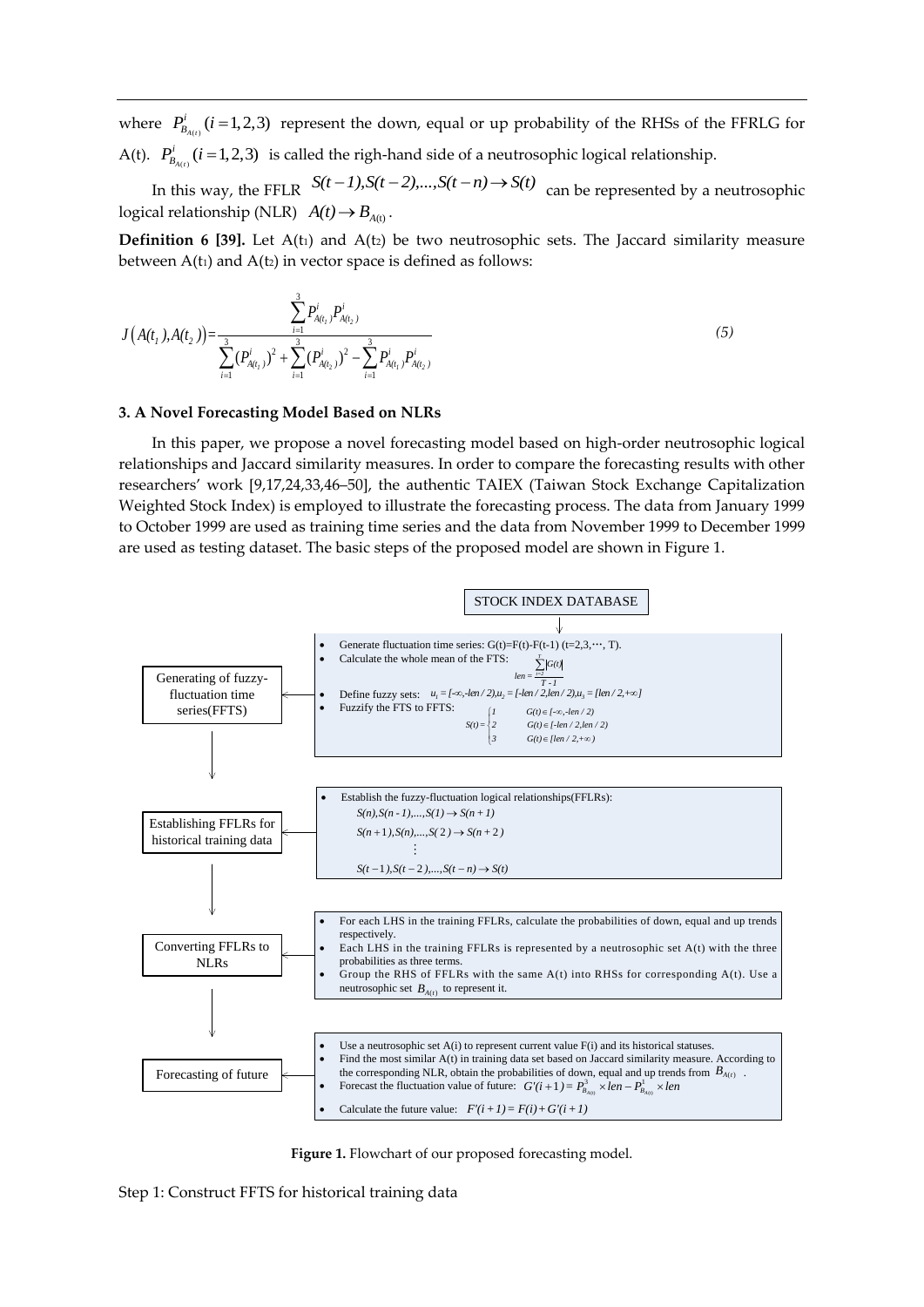where $P^i_{B_{A(t)}}(i=1,2,3)$ represent the down, equal or up probability of the RHSs of the FFRLG for A(t). $P^i_{B_{A(t)}}(i=1,2,3)$ is called the righ-hand side of a neutrosophic logical relationship.

In this way, the FFLR $S(t-1),S(t-2),...,S(t-n)\rightarrow S(t)$ can be represented by a neutrosophic logical relationship (NLR) $A(t)\rightarrow B_{A(t)}$.

**Definition 6 [39].** Let $A(t_1)$ and $A(t_2)$ be two neutrosophic sets. The Jaccard similarity measure between $A(t_1)$ and $A(t_2)$ in vector space is defined as follows:

$$J\left(A(t_1),A(t_2)\right)=\frac{\sum_{i=1}^{3}P^i_{A(t_1)}P^i_{A(t_2)}}{\sum_{i=1}^{3}(P^i_{A(t_1)})^2+\sum_{i=1}^{3}(P^i_{A(t_2)})^2-\sum_{i=1}^{3}P^i_{A(t_1)}P^i_{A(t_2)}} \tag{5}$$

### 3. A Novel Forecasting Model Based on NLRs

In this paper, we propose a novel forecasting model based on high-order neutrosophic logical relationships and Jaccard similarity measures. In order to compare the forecasting results with other researchers' work [9,17,24,33,46–50], the authentic TAIEX (Taiwan Stock Exchange Capitalization Weighted Stock Index) is employed to illustrate the forecasting process. The data from January 1999 to October 1999 are used as training time series and the data from November 1999 to December 1999 are used as testing dataset. The basic steps of the proposed model are shown in Figure 1.

STOCK INDEX DATABASE

**Generating of fuzzy-fluctuation time series(FFTS)**

- Generate fluctuation time series: $G(t)=F(t)-F(t-1)$ $(t=2,3,\cdots,T)$.
- Calculate the whole mean of the FTS: $len=\frac{\sum_{t=2}^{T}|G(t)|}{T-1}$
- Define fuzzy sets: $u_1=[-\infty,-len/2),u_2=[-len/2,len/2),u_3=[len/2,+\infty]$
- Fuzzify the FTS to FFTS: $S(t)=\begin{cases}1 & G(t)\in[-\infty,-len/2)\\ 2 & G(t)\in[-len/2,len/2)\\ 3 & G(t)\in[len/2,+\infty)\end{cases}$

**Establishing FFLRs for historical training data**

- Establish the fuzzy-fluctuation logical relationships(FFLRs):

$$S(n),S(n-1),...,S(1)\rightarrow S(n+1)$$
$$S(n+1),S(n),...,S(2)\rightarrow S(n+2)$$
$$\vdots$$
$$S(t-1),S(t-2),...,S(t-n)\rightarrow S(t)$$

**Converting FFLRs to NLRs**

- For each LHS in the training FFLRs, calculate the probabilities of down, equal and up trends respectively.
- Each LHS in the training FFLRs is represented by a neutrosophic set A(t) with the three probabilities as three terms.
- Group the RHS of FFLRs with the same A(t) into RHSs for corresponding A(t). Use a neutrosophic set $B_{A(t)}$ to represent it.

**Forecasting of future**

- Use a neutrosophic set A(i) to represent current value F(i) and its historical statuses.
- Find the most similar A(t) in training data set based on Jaccard similarity measure. According to the corresponding NLR, obtain the probabilities of down, equal and up trends from $B_{A(t)}$.
- Forecast the fluctuation value of future: $G'(i+1)=P^3_{B_{A(t)}}\times len-P^1_{B_{A(t)}}\times len$
- Calculate the future value: $F'(i+1)=F(i)+G'(i+1)$

**Figure 1.** Flowchart of our proposed forecasting model.

Step 1: Construct FFTS for historical training data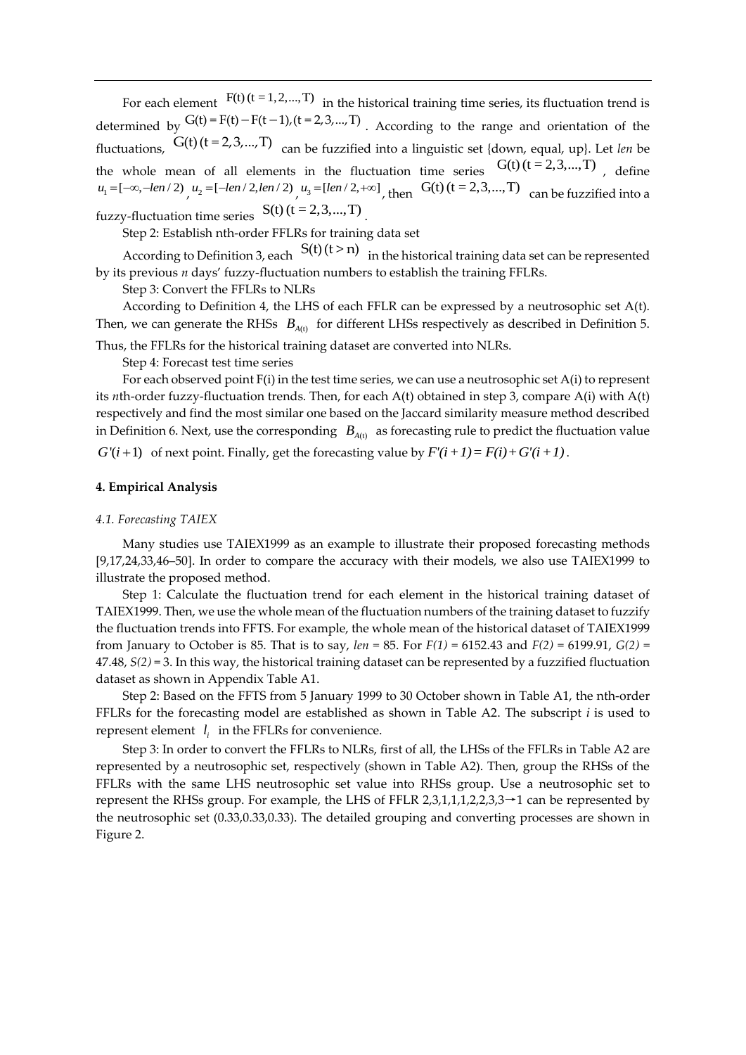For each element $F(t)\,(t = 1, 2, ..., T)$ in the historical training time series, its fluctuation trend is determined by $G(t) = F(t) - F(t-1), (t = 2, 3, ..., T)$. According to the range and orientation of the fluctuations, $G(t)\,(t = 2, 3, ..., T)$ can be fuzzified into a linguistic set {down, equal, up}. Let *len* be the whole mean of all elements in the fluctuation time series $G(t)\,(t = 2, 3, ..., T)$, define $u_1 = [-\infty, -len/2)$, $u_2 = [-len/2, len/2)$, $u_3 = [len/2, +\infty]$, then $G(t)\,(t = 2, 3, ..., T)$ can be fuzzified into a fuzzy-fluctuation time series $S(t)\,(t = 2, 3, ..., T)$.

Step 2: Establish nth-order FFLRs for training data set

According to Definition 3, each $S(t)\,(t > n)$ in the historical training data set can be represented by its previous *n* days' fuzzy-fluctuation numbers to establish the training FFLRs.

Step 3: Convert the FFLRs to NLRs

According to Definition 4, the LHS of each FFLR can be expressed by a neutrosophic set A(t). Then, we can generate the RHSs $B_{A(t)}$ for different LHSs respectively as described in Definition 5. Thus, the FFLRs for the historical training dataset are converted into NLRs.

Step 4: Forecast test time series

For each observed point F(i) in the test time series, we can use a neutrosophic set A(i) to represent its *n*th-order fuzzy-fluctuation trends. Then, for each A(t) obtained in step 3, compare A(i) with A(t) respectively and find the most similar one based on the Jaccard similarity measure method described in Definition 6. Next, use the corresponding $B_{A(t)}$ as forecasting rule to predict the fluctuation value $G'(i+1)$ of next point. Finally, get the forecasting value by $F'(i+1) = F(i) + G'(i+1)$.

## 4. Empirical Analysis

### *4.1. Forecasting TAIEX*

Many studies use TAIEX1999 as an example to illustrate their proposed forecasting methods [9,17,24,33,46–50]. In order to compare the accuracy with their models, we also use TAIEX1999 to illustrate the proposed method.

Step 1: Calculate the fluctuation trend for each element in the historical training dataset of TAIEX1999. Then, we use the whole mean of the fluctuation numbers of the training dataset to fuzzify the fluctuation trends into FFTS. For example, the whole mean of the historical dataset of TAIEX1999 from January to October is 85. That is to say, *len* = 85. For *F(1)* = 6152.43 and *F(2)* = 6199.91, *G(2)* = 47.48, *S(2)* = 3. In this way, the historical training dataset can be represented by a fuzzified fluctuation dataset as shown in Appendix Table A1.

Step 2: Based on the FFTS from 5 January 1999 to 30 October shown in Table A1, the nth-order FFLRs for the forecasting model are established as shown in Table A2. The subscript *i* is used to represent element $l_i$ in the FFLRs for convenience.

Step 3: In order to convert the FFLRs to NLRs, first of all, the LHSs of the FFLRs in Table A2 are represented by a neutrosophic set, respectively (shown in Table A2). Then, group the RHSs of the FFLRs with the same LHS neutrosophic set value into RHSs group. Use a neutrosophic set to represent the RHSs group. For example, the LHS of FFLR 2,3,1,1,1,2,2,3,3→1 can be represented by the neutrosophic set (0.33,0.33,0.33). The detailed grouping and converting processes are shown in Figure 2.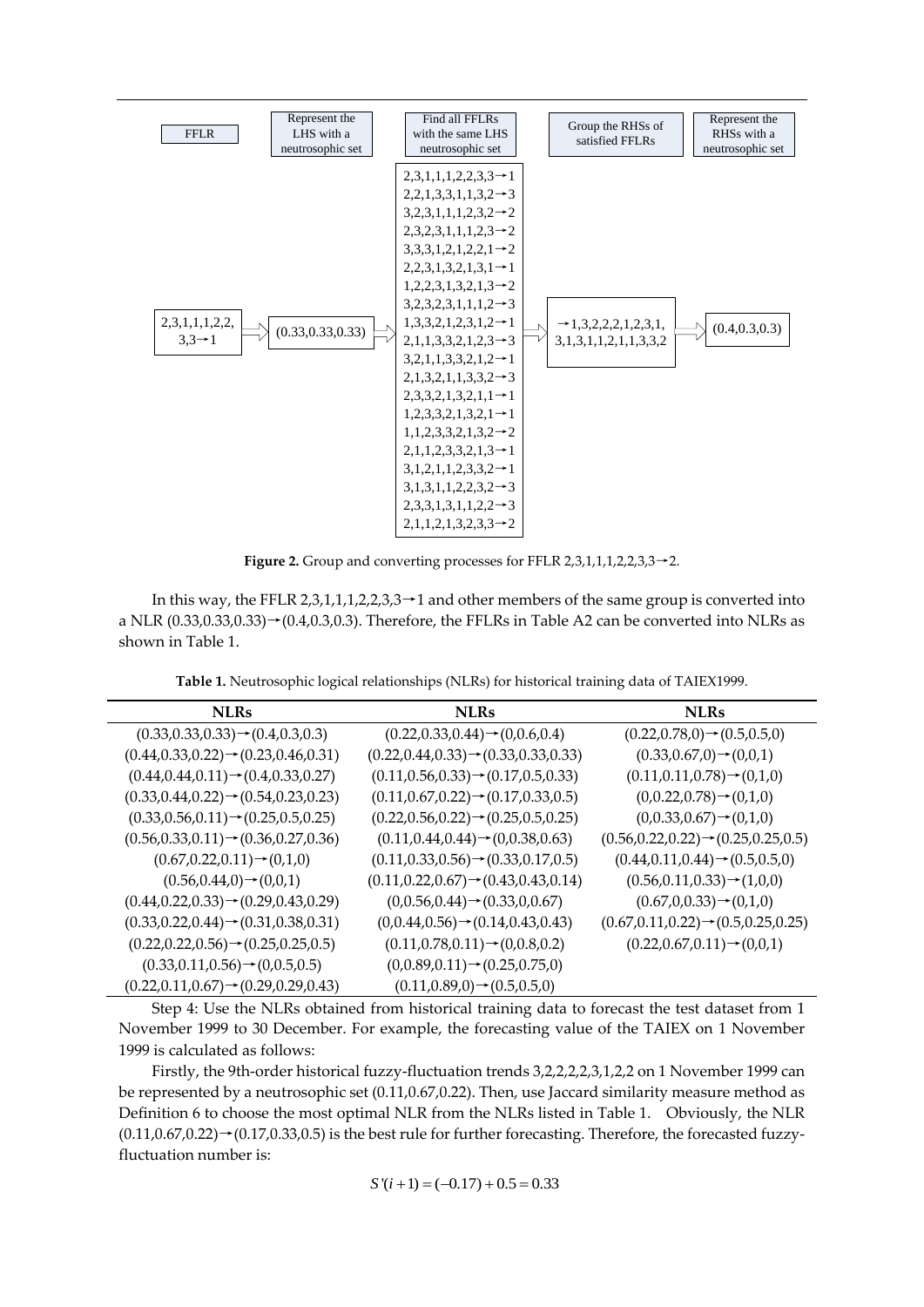FFLR → Represent the LHS with a neutrosophic set → Find all FFLRs with the same LHS neutrosophic set → Group the RHSs of satisfied FFLRs → Represent the RHSs with a neutrosophic set

2,3,1,1,1,2,2,3,3→1 ⇒ (0.33,0.33,0.33) ⇒

2,3,1,1,1,2,2,3,3→1
2,2,1,3,3,1,1,3,2→3
3,2,3,1,1,1,2,3,2→2
2,3,2,3,1,1,1,2,3→2
3,3,3,1,2,1,2,2,1→2
2,2,3,1,3,2,1,3,1→1
1,2,2,3,1,3,2,1,3→2
3,2,3,2,3,1,1,1,2→3
1,3,3,2,1,2,3,1,2→1
2,1,1,3,3,2,1,2,3→3
3,2,1,1,3,3,2,1,2→1
2,1,3,2,1,1,3,3,2→3
2,3,3,2,1,3,2,1,1→1
1,2,3,3,2,1,3,2,1→1
1,1,2,3,3,2,1,3,2→2
2,1,1,2,3,3,2,1,3→1
3,1,2,1,1,2,3,3,2→1
3,1,3,1,1,2,2,3,2→3
2,3,3,1,3,1,1,2,2→3
2,1,1,2,1,3,2,3,3→2

⇒ →1,3,2,2,2,1,2,3,1,3,1,3,1,1,2,1,1,3,3,2 ⇒ (0.4,0.3,0.3)

**Figure 2.** Group and converting processes for FFLR 2,3,1,1,1,2,2,3,3→2.

In this way, the FFLR 2,3,1,1,1,2,2,3,3→1 and other members of the same group is converted into a NLR (0.33,0.33,0.33)→(0.4,0.3,0.3). Therefore, the FFLRs in Table A2 can be converted into NLRs as shown in Table 1.

**Table 1.** Neutrosophic logical relationships (NLRs) for historical training data of TAIEX1999.

| NLRs | NLRs | NLRs |
|---|---|---|
| (0.33,0.33,0.33)→(0.4,0.3,0.3) | (0.22,0.33,0.44)→(0,0.6,0.4) | (0.22,0.78,0)→(0.5,0.5,0) |
| (0.44,0.33,0.22)→(0.23,0.46,0.31) | (0.22,0.44,0.33)→(0.33,0.33,0.33) | (0.33,0.67,0)→(0,0,1) |
| (0.44,0.44,0.11)→(0.4,0.33,0.27) | (0.11,0.56,0.33)→(0.17,0.5,0.33) | (0.11,0.11,0.78)→(0,1,0) |
| (0.33,0.44,0.22)→(0.54,0.23,0.23) | (0.11,0.67,0.22)→(0.17,0.33,0.5) | (0,0.22,0.78)→(0,1,0) |
| (0.33,0.56,0.11)→(0.25,0.5,0.25) | (0.22,0.56,0.22)→(0.25,0.5,0.25) | (0,0.33,0.67)→(0,1,0) |
| (0.56,0.33,0.11)→(0.36,0.27,0.36) | (0.11,0.44,0.44)→(0,0.38,0.63) | (0.56,0.22,0.22)→(0.25,0.25,0.5) |
| (0.67,0.22,0.11)→(0,1,0) | (0.11,0.33,0.56)→(0.33,0.17,0.5) | (0.44,0.11,0.44)→(0.5,0.5,0) |
| (0.56,0.44,0)→(0,0,1) | (0.11,0.22,0.67)→(0.43,0.43,0.14) | (0.56,0.11,0.33)→(1,0,0) |
| (0.44,0.22,0.33)→(0.29,0.43,0.29) | (0,0.56,0.44)→(0.33,0,0.67) | (0.67,0,0.33)→(0,1,0) |
| (0.33,0.22,0.44)→(0.31,0.38,0.31) | (0,0.44,0.56)→(0.14,0.43,0.43) | (0.67,0.11,0.22)→(0.5,0.25,0.25) |
| (0.22,0.22,0.56)→(0.25,0.25,0.5) | (0.11,0.78,0.11)→(0,0.8,0.2) | (0.22,0.67,0.11)→(0,0,1) |
| (0.33,0.11,0.56)→(0,0.5,0.5) | (0,0.89,0.11)→(0.25,0.75,0) | |
| (0.22,0.11,0.67)→(0.29,0.29,0.43) | (0.11,0.89,0)→(0.5,0.5,0) | |

Step 4: Use the NLRs obtained from historical training data to forecast the test dataset from 1 November 1999 to 30 December. For example, the forecasting value of the TAIEX on 1 November 1999 is calculated as follows:

Firstly, the 9th-order historical fuzzy-fluctuation trends 3,2,2,2,2,3,1,2,2 on 1 November 1999 can be represented by a neutrosophic set (0.11,0.67,0.22). Then, use Jaccard similarity measure method as Definition 6 to choose the most optimal NLR from the NLRs listed in Table 1. Obviously, the NLR (0.11,0.67,0.22)→(0.17,0.33,0.5) is the best rule for further forecasting. Therefore, the forecasted fuzzy-fluctuation number is:

$$S'(i+1) = (-0.17) + 0.5 = 0.33$$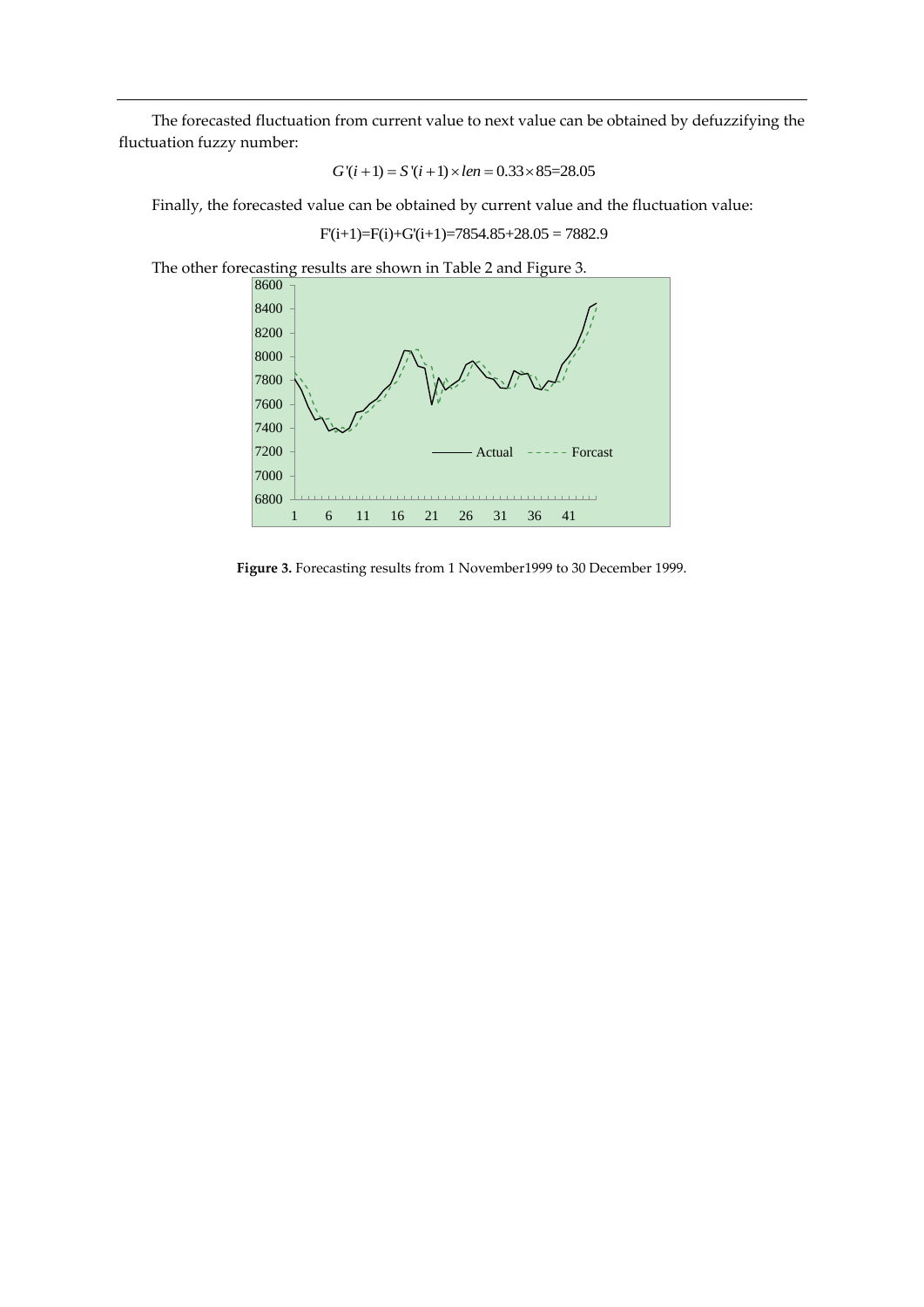The forecasted fluctuation from current value to next value can be obtained by defuzzifying the fluctuation fuzzy number:

$$G'(i+1) = S'(i+1) \times len = 0.33 \times 85 = 28.05$$

Finally, the forecasted value can be obtained by current value and the fluctuation value:

$$F'(i+1)=F(i)+G'(i+1)=7854.85+28.05 = 7882.9$$

The other forecasting results are shown in Table 2 and Figure 3.

**Figure 3.** Forecasting results from 1 November1999 to 30 December 1999.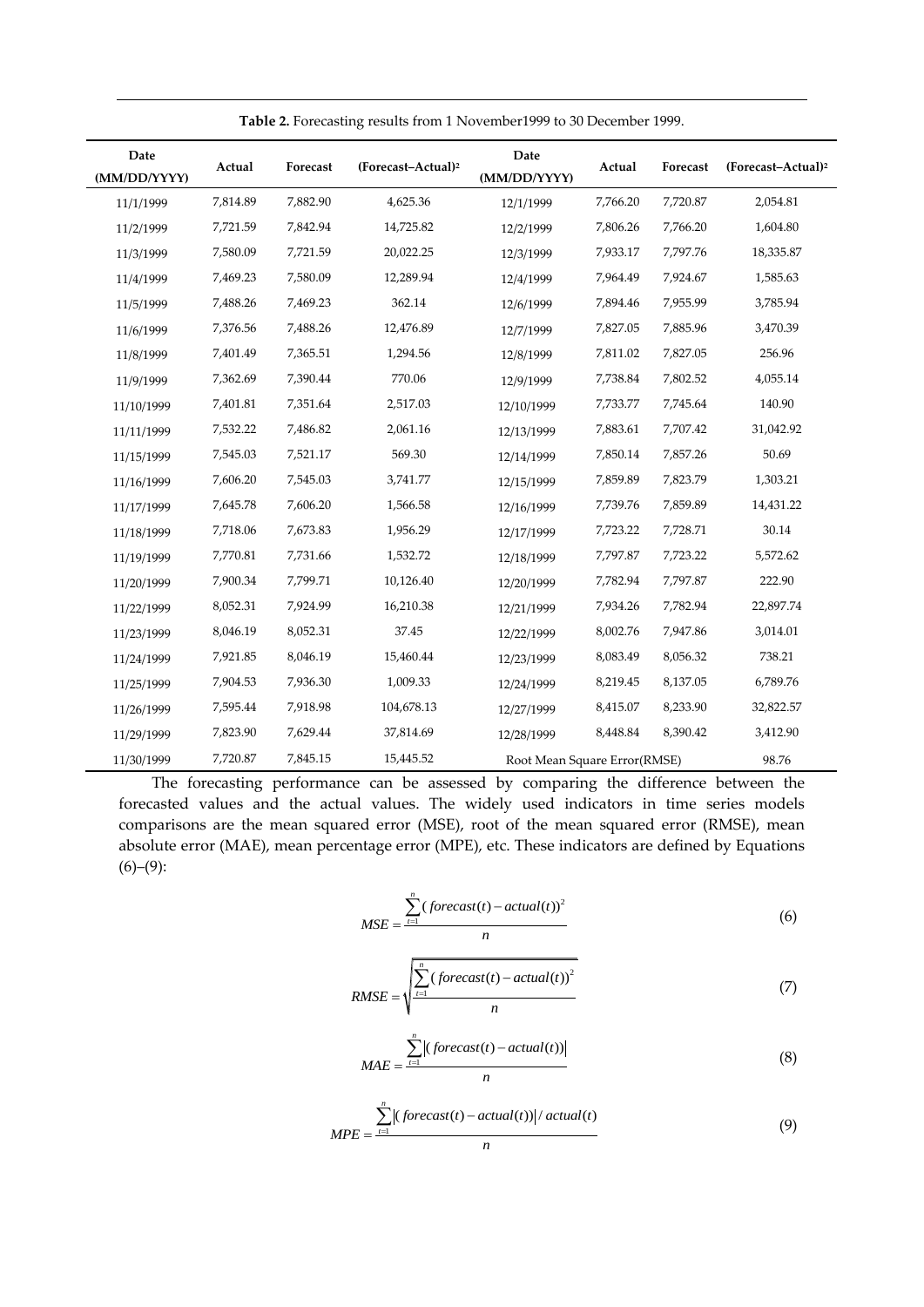**Table 2.** Forecasting results from 1 November1999 to 30 December 1999.

| Date (MM/DD/YYYY) | Actual | Forecast | (Forecast–Actual)$^2$ | Date (MM/DD/YYYY) | Actual | Forecast | (Forecast–Actual)$^2$ |
|---|---|---|---|---|---|---|---|
| 11/1/1999 | 7,814.89 | 7,882.90 | 4,625.36 | 12/1/1999 | 7,766.20 | 7,720.87 | 2,054.81 |
| 11/2/1999 | 7,721.59 | 7,842.94 | 14,725.82 | 12/2/1999 | 7,806.26 | 7,766.20 | 1,604.80 |
| 11/3/1999 | 7,580.09 | 7,721.59 | 20,022.25 | 12/3/1999 | 7,933.17 | 7,797.76 | 18,335.87 |
| 11/4/1999 | 7,469.23 | 7,580.09 | 12,289.94 | 12/4/1999 | 7,964.49 | 7,924.67 | 1,585.63 |
| 11/5/1999 | 7,488.26 | 7,469.23 | 362.14 | 12/6/1999 | 7,894.46 | 7,955.99 | 3,785.94 |
| 11/6/1999 | 7,376.56 | 7,488.26 | 12,476.89 | 12/7/1999 | 7,827.05 | 7,885.96 | 3,470.39 |
| 11/8/1999 | 7,401.49 | 7,365.51 | 1,294.56 | 12/8/1999 | 7,811.02 | 7,827.05 | 256.96 |
| 11/9/1999 | 7,362.69 | 7,390.44 | 770.06 | 12/9/1999 | 7,738.84 | 7,802.52 | 4,055.14 |
| 11/10/1999 | 7,401.81 | 7,351.64 | 2,517.03 | 12/10/1999 | 7,733.77 | 7,745.64 | 140.90 |
| 11/11/1999 | 7,532.22 | 7,486.82 | 2,061.16 | 12/13/1999 | 7,883.61 | 7,707.42 | 31,042.92 |
| 11/15/1999 | 7,545.03 | 7,521.17 | 569.30 | 12/14/1999 | 7,850.14 | 7,857.26 | 50.69 |
| 11/16/1999 | 7,606.20 | 7,545.03 | 3,741.77 | 12/15/1999 | 7,859.89 | 7,823.79 | 1,303.21 |
| 11/17/1999 | 7,645.78 | 7,606.20 | 1,566.58 | 12/16/1999 | 7,739.76 | 7,859.89 | 14,431.22 |
| 11/18/1999 | 7,718.06 | 7,673.83 | 1,956.29 | 12/17/1999 | 7,723.22 | 7,728.71 | 30.14 |
| 11/19/1999 | 7,770.81 | 7,731.66 | 1,532.72 | 12/18/1999 | 7,797.87 | 7,723.22 | 5,572.62 |
| 11/20/1999 | 7,900.34 | 7,799.71 | 10,126.40 | 12/20/1999 | 7,782.94 | 7,797.87 | 222.90 |
| 11/22/1999 | 8,052.31 | 7,924.99 | 16,210.38 | 12/21/1999 | 7,934.26 | 7,782.94 | 22,897.74 |
| 11/23/1999 | 8,046.19 | 8,052.31 | 37.45 | 12/22/1999 | 8,002.76 | 7,947.86 | 3,014.01 |
| 11/24/1999 | 7,921.85 | 8,046.19 | 15,460.44 | 12/23/1999 | 8,083.49 | 8,056.32 | 738.21 |
| 11/25/1999 | 7,904.53 | 7,936.30 | 1,009.33 | 12/24/1999 | 8,219.45 | 8,137.05 | 6,789.76 |
| 11/26/1999 | 7,595.44 | 7,918.98 | 104,678.13 | 12/27/1999 | 8,415.07 | 8,233.90 | 32,822.57 |
| 11/29/1999 | 7,823.90 | 7,629.44 | 37,814.69 | 12/28/1999 | 8,448.84 | 8,390.42 | 3,412.90 |
| 11/30/1999 | 7,720.87 | 7,845.15 | 15,445.52 | Root Mean Square Error(RMSE) | | | 98.76 |

The forecasting performance can be assessed by comparing the difference between the forecasted values and the actual values. The widely used indicators in time series models comparisons are the mean squared error (MSE), root of the mean squared error (RMSE), mean absolute error (MAE), mean percentage error (MPE), etc. These indicators are defined by Equations (6)–(9):

$$MSE = \frac{\sum_{t=1}^{n} (forecast(t) - actual(t))^2}{n} \tag{6}$$

$$RMSE = \sqrt{\frac{\sum_{t=1}^{n} (forecast(t) - actual(t))^2}{n}} \tag{7}$$

$$MAE = \frac{\sum_{t=1}^{n} \left| (forecast(t) - actual(t)) \right|}{n} \tag{8}$$

$$MPE = \frac{\sum_{t=1}^{n} \left| (forecast(t) - actual(t)) \right| / actual(t)}{n} \tag{9}$$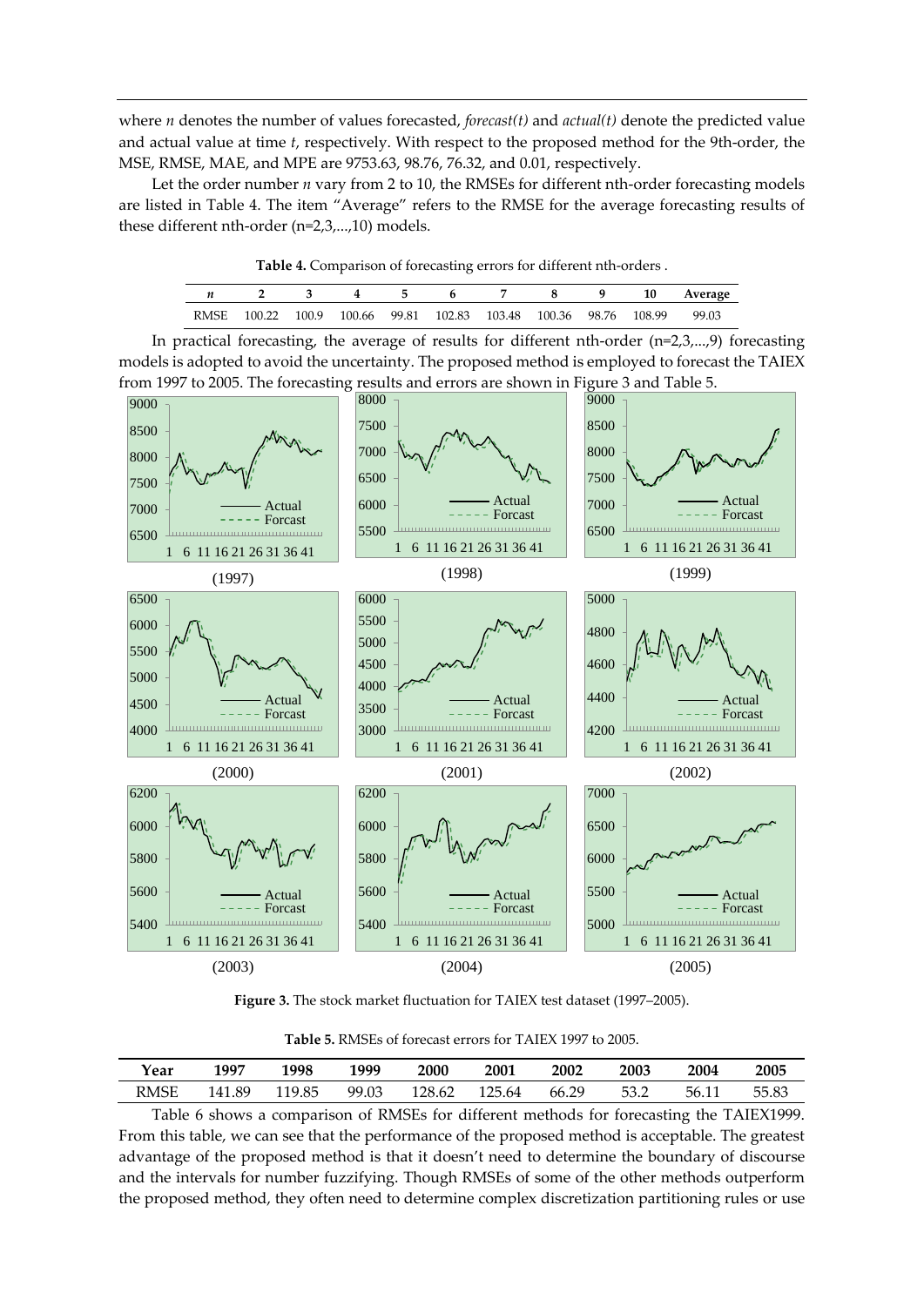where $n$ denotes the number of values forecasted, *forecast(t)* and *actual(t)* denote the predicted value and actual value at time $t$, respectively. With respect to the proposed method for the 9th-order, the MSE, RMSE, MAE, and MPE are 9753.63, 98.76, 76.32, and 0.01, respectively.

Let the order number $n$ vary from 2 to 10, the RMSEs for different nth-order forecasting models are listed in Table 4. The item "Average" refers to the RMSE for the average forecasting results of these different nth-order (n=2,3,...,10) models.

**Table 4.** Comparison of forecasting errors for different nth-orders .

| $n$ | 2 | 3 | 4 | 5 | 6 | 7 | 8 | 9 | 10 | Average |
|---|---|---|---|---|---|---|---|---|---|---|
| RMSE | 100.22 | 100.9 | 100.66 | 99.81 | 102.83 | 103.48 | 100.36 | 98.76 | 108.99 | 99.03 |

In practical forecasting, the average of results for different nth-order (n=2,3,...,9) forecasting models is adopted to avoid the uncertainty. The proposed method is employed to forecast the TAIEX from 1997 to 2005. The forecasting results and errors are shown in Figure 3 and Table 5.

**Figure 3.** The stock market fluctuation for TAIEX test dataset (1997–2005).

**Table 5.** RMSEs of forecast errors for TAIEX 1997 to 2005.

| Year | 1997 | 1998 | 1999 | 2000 | 2001 | 2002 | 2003 | 2004 | 2005 |
|---|---|---|---|---|---|---|---|---|---|
| RMSE | 141.89 | 119.85 | 99.03 | 128.62 | 125.64 | 66.29 | 53.2 | 56.11 | 55.83 |

Table 6 shows a comparison of RMSEs for different methods for forecasting the TAIEX1999. From this table, we can see that the performance of the proposed method is acceptable. The greatest advantage of the proposed method is that it doesn't need to determine the boundary of discourse and the intervals for number fuzzifying. Though RMSEs of some of the other methods outperform the proposed method, they often need to determine complex discretization partitioning rules or use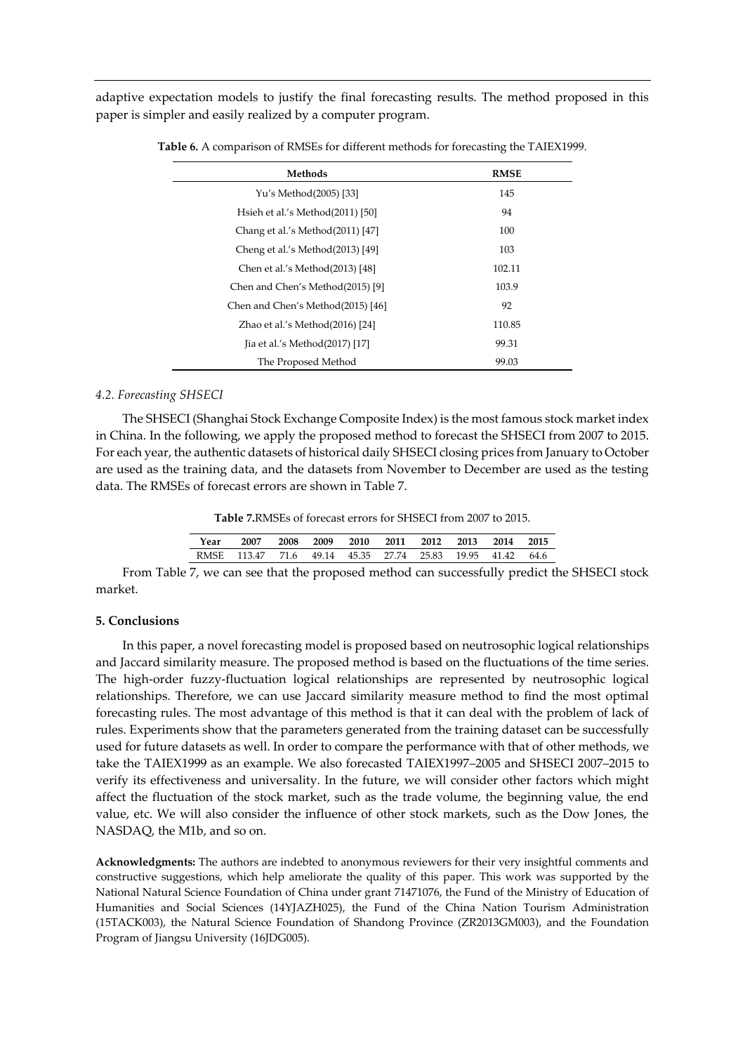adaptive expectation models to justify the final forecasting results. The method proposed in this paper is simpler and easily realized by a computer program.

**Table 6.** A comparison of RMSEs for different methods for forecasting the TAIEX1999.

| Methods | RMSE |
|---|---|
| Yu's Method(2005) [33] | 145 |
| Hsieh et al.'s Method(2011) [50] | 94 |
| Chang et al.'s Method(2011) [47] | 100 |
| Cheng et al.'s Method(2013) [49] | 103 |
| Chen et al.'s Method(2013) [48] | 102.11 |
| Chen and Chen's Method(2015) [9] | 103.9 |
| Chen and Chen's Method(2015) [46] | 92 |
| Zhao et al.'s Method(2016) [24] | 110.85 |
| Jia et al.'s Method(2017) [17] | 99.31 |
| The Proposed Method | 99.03 |

### *4.2. Forecasting SHSECI*

The SHSECI (Shanghai Stock Exchange Composite Index) is the most famous stock market index in China. In the following, we apply the proposed method to forecast the SHSECI from 2007 to 2015. For each year, the authentic datasets of historical daily SHSECI closing prices from January to October are used as the training data, and the datasets from November to December are used as the testing data. The RMSEs of forecast errors are shown in Table 7.

**Table 7.**RMSEs of forecast errors for SHSECI from 2007 to 2015.

| Year | 2007 | 2008 | 2009 | 2010 | 2011 | 2012 | 2013 | 2014 | 2015 |
|---|---|---|---|---|---|---|---|---|---|
| RMSE | 113.47 | 71.6 | 49.14 | 45.35 | 27.74 | 25.83 | 19.95 | 41.42 | 64.6 |

From Table 7, we can see that the proposed method can successfully predict the SHSECI stock market.

## **5. Conclusions**

In this paper, a novel forecasting model is proposed based on neutrosophic logical relationships and Jaccard similarity measure. The proposed method is based on the fluctuations of the time series. The high-order fuzzy-fluctuation logical relationships are represented by neutrosophic logical relationships. Therefore, we can use Jaccard similarity measure method to find the most optimal forecasting rules. The most advantage of this method is that it can deal with the problem of lack of rules. Experiments show that the parameters generated from the training dataset can be successfully used for future datasets as well. In order to compare the performance with that of other methods, we take the TAIEX1999 as an example. We also forecasted TAIEX1997–2005 and SHSECI 2007–2015 to verify its effectiveness and universality. In the future, we will consider other factors which might affect the fluctuation of the stock market, such as the trade volume, the beginning value, the end value, etc. We will also consider the influence of other stock markets, such as the Dow Jones, the NASDAQ, the M1b, and so on.

**Acknowledgments:** The authors are indebted to anonymous reviewers for their very insightful comments and constructive suggestions, which help ameliorate the quality of this paper. This work was supported by the National Natural Science Foundation of China under grant 71471076, the Fund of the Ministry of Education of Humanities and Social Sciences (14YJAZH025), the Fund of the China Nation Tourism Administration (15TACK003), the Natural Science Foundation of Shandong Province (ZR2013GM003), and the Foundation Program of Jiangsu University (16JDG005).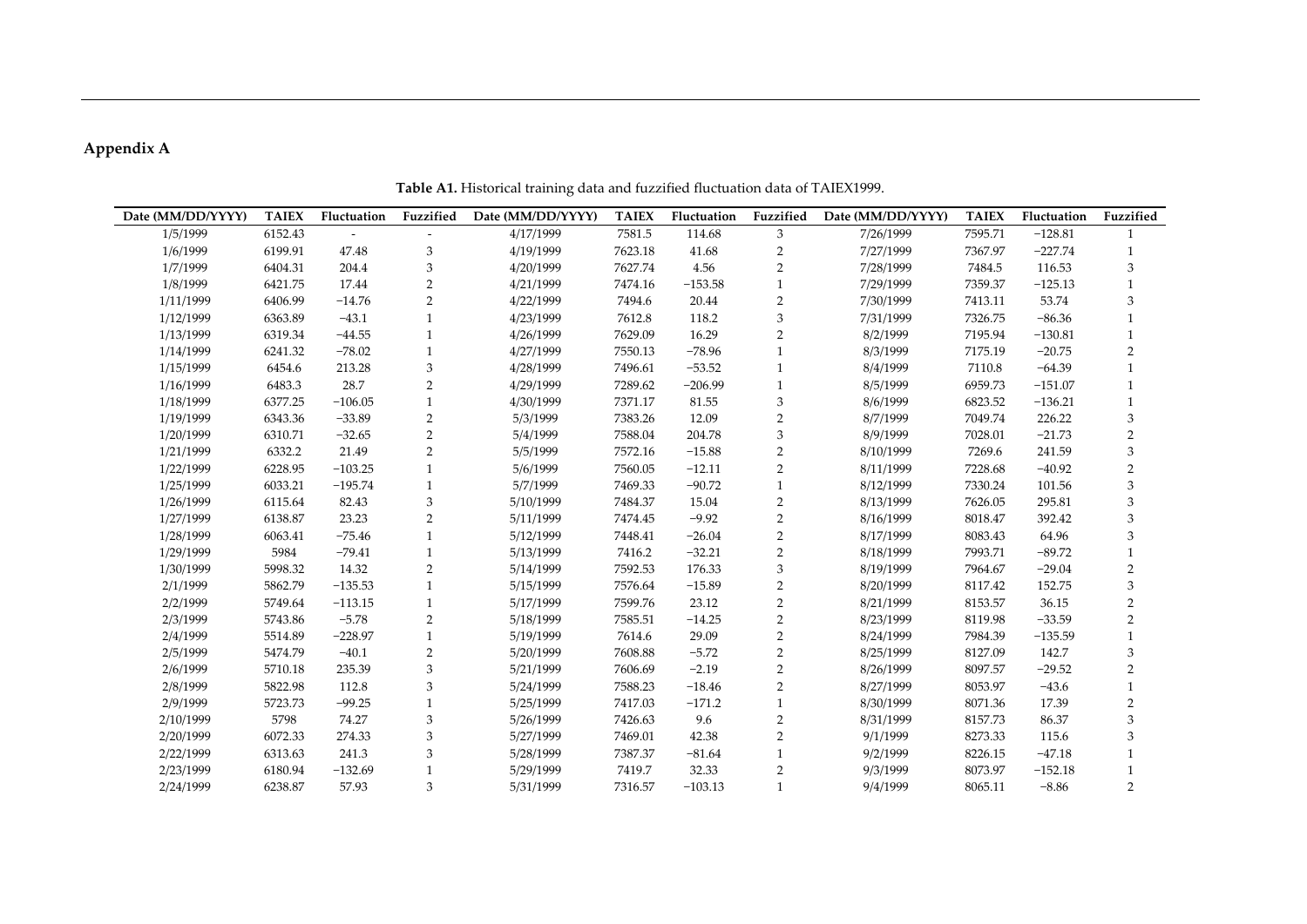## Appendix A

**Table A1.** Historical training data and fuzzified fluctuation data of TAIEX1999.

| Date (MM/DD/YYYY) | TAIEX | Fluctuation | Fuzzified | Date (MM/DD/YYYY) | TAIEX | Fluctuation | Fuzzified | Date (MM/DD/YYYY) | TAIEX | Fluctuation | Fuzzified |
|---|---|---|---|---|---|---|---|---|---|---|---|
| 1/5/1999 | 6152.43 | - | - | 4/17/1999 | 7581.5 | 114.68 | 3 | 7/26/1999 | 7595.71 | −128.81 | 1 |
| 1/6/1999 | 6199.91 | 47.48 | 3 | 4/19/1999 | 7623.18 | 41.68 | 2 | 7/27/1999 | 7367.97 | −227.74 | 1 |
| 1/7/1999 | 6404.31 | 204.4 | 3 | 4/20/1999 | 7627.74 | 4.56 | 2 | 7/28/1999 | 7484.5 | 116.53 | 3 |
| 1/8/1999 | 6421.75 | 17.44 | 2 | 4/21/1999 | 7474.16 | −153.58 | 1 | 7/29/1999 | 7359.37 | −125.13 | 1 |
| 1/11/1999 | 6406.99 | −14.76 | 2 | 4/22/1999 | 7494.6 | 20.44 | 2 | 7/30/1999 | 7413.11 | 53.74 | 3 |
| 1/12/1999 | 6363.89 | −43.1 | 1 | 4/23/1999 | 7612.8 | 118.2 | 3 | 7/31/1999 | 7326.75 | −86.36 | 1 |
| 1/13/1999 | 6319.34 | −44.55 | 1 | 4/26/1999 | 7629.09 | 16.29 | 2 | 8/2/1999 | 7195.94 | −130.81 | 1 |
| 1/14/1999 | 6241.32 | −78.02 | 1 | 4/27/1999 | 7550.13 | −78.96 | 1 | 8/3/1999 | 7175.19 | −20.75 | 2 |
| 1/15/1999 | 6454.6 | 213.28 | 3 | 4/28/1999 | 7496.61 | −53.52 | 1 | 8/4/1999 | 7110.8 | −64.39 | 1 |
| 1/16/1999 | 6483.3 | 28.7 | 2 | 4/29/1999 | 7289.62 | −206.99 | 1 | 8/5/1999 | 6959.73 | −151.07 | 1 |
| 1/18/1999 | 6377.25 | −106.05 | 1 | 4/30/1999 | 7371.17 | 81.55 | 3 | 8/6/1999 | 6823.52 | −136.21 | 1 |
| 1/19/1999 | 6343.36 | −33.89 | 2 | 5/3/1999 | 7383.26 | 12.09 | 2 | 8/7/1999 | 7049.74 | 226.22 | 3 |
| 1/20/1999 | 6310.71 | −32.65 | 2 | 5/4/1999 | 7588.04 | 204.78 | 3 | 8/9/1999 | 7028.01 | −21.73 | 2 |
| 1/21/1999 | 6332.2 | 21.49 | 2 | 5/5/1999 | 7572.16 | −15.88 | 2 | 8/10/1999 | 7269.6 | 241.59 | 3 |
| 1/22/1999 | 6228.95 | −103.25 | 1 | 5/6/1999 | 7560.05 | −12.11 | 2 | 8/11/1999 | 7228.68 | −40.92 | 2 |
| 1/25/1999 | 6033.21 | −195.74 | 1 | 5/7/1999 | 7469.33 | −90.72 | 1 | 8/12/1999 | 7330.24 | 101.56 | 3 |
| 1/26/1999 | 6115.64 | 82.43 | 3 | 5/10/1999 | 7484.37 | 15.04 | 2 | 8/13/1999 | 7626.05 | 295.81 | 3 |
| 1/27/1999 | 6138.87 | 23.23 | 2 | 5/11/1999 | 7474.45 | −9.92 | 2 | 8/16/1999 | 8018.47 | 392.42 | 3 |
| 1/28/1999 | 6063.41 | −75.46 | 1 | 5/12/1999 | 7448.41 | −26.04 | 2 | 8/17/1999 | 8083.43 | 64.96 | 3 |
| 1/29/1999 | 5984 | −79.41 | 1 | 5/13/1999 | 7416.2 | −32.21 | 2 | 8/18/1999 | 7993.71 | −89.72 | 1 |
| 1/30/1999 | 5998.32 | 14.32 | 2 | 5/14/1999 | 7592.53 | 176.33 | 3 | 8/19/1999 | 7964.67 | −29.04 | 2 |
| 2/1/1999 | 5862.79 | −135.53 | 1 | 5/15/1999 | 7576.64 | −15.89 | 2 | 8/20/1999 | 8117.42 | 152.75 | 3 |
| 2/2/1999 | 5749.64 | −113.15 | 1 | 5/17/1999 | 7599.76 | 23.12 | 2 | 8/21/1999 | 8153.57 | 36.15 | 2 |
| 2/3/1999 | 5743.86 | −5.78 | 2 | 5/18/1999 | 7585.51 | −14.25 | 2 | 8/23/1999 | 8119.98 | −33.59 | 2 |
| 2/4/1999 | 5514.89 | −228.97 | 1 | 5/19/1999 | 7614.6 | 29.09 | 2 | 8/24/1999 | 7984.39 | −135.59 | 1 |
| 2/5/1999 | 5474.79 | −40.1 | 2 | 5/20/1999 | 7608.88 | −5.72 | 2 | 8/25/1999 | 8127.09 | 142.7 | 3 |
| 2/6/1999 | 5710.18 | 235.39 | 3 | 5/21/1999 | 7606.69 | −2.19 | 2 | 8/26/1999 | 8097.57 | −29.52 | 2 |
| 2/8/1999 | 5822.98 | 112.8 | 3 | 5/24/1999 | 7588.23 | −18.46 | 2 | 8/27/1999 | 8053.97 | −43.6 | 1 |
| 2/9/1999 | 5723.73 | −99.25 | 1 | 5/25/1999 | 7417.03 | −171.2 | 1 | 8/30/1999 | 8071.36 | 17.39 | 2 |
| 2/10/1999 | 5798 | 74.27 | 3 | 5/26/1999 | 7426.63 | 9.6 | 2 | 8/31/1999 | 8157.73 | 86.37 | 3 |
| 2/20/1999 | 6072.33 | 274.33 | 3 | 5/27/1999 | 7469.01 | 42.38 | 2 | 9/1/1999 | 8273.33 | 115.6 | 3 |
| 2/22/1999 | 6313.63 | 241.3 | 3 | 5/28/1999 | 7387.37 | −81.64 | 1 | 9/2/1999 | 8226.15 | −47.18 | 1 |
| 2/23/1999 | 6180.94 | −132.69 | 1 | 5/29/1999 | 7419.7 | 32.33 | 2 | 9/3/1999 | 8073.97 | −152.18 | 1 |
| 2/24/1999 | 6238.87 | 57.93 | 3 | 5/31/1999 | 7316.57 | −103.13 | 1 | 9/4/1999 | 8065.11 | −8.86 | 2 |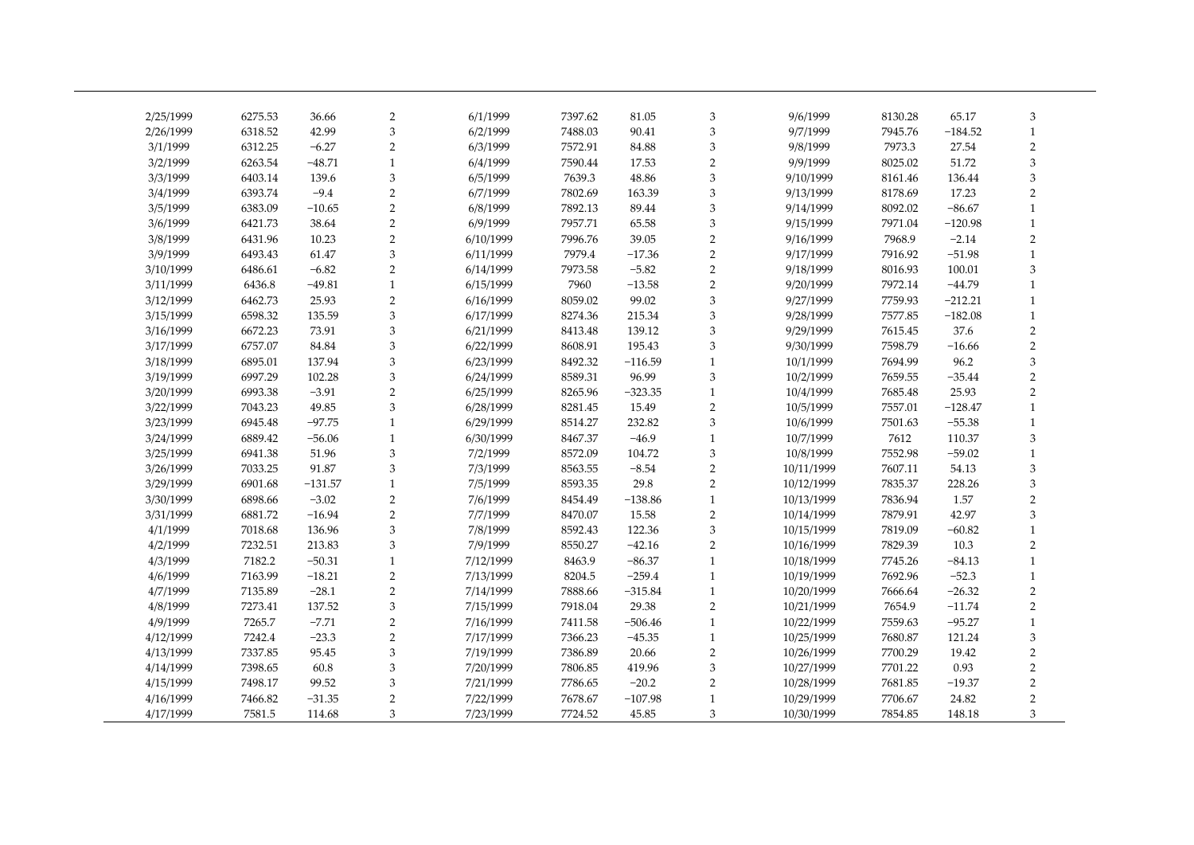| | | | | | | | | | | | |
|---|---|---|---|---|---|---|---|---|---|---|---|
| 2/25/1999 | 6275.53 | 36.66 | 2 | 6/1/1999 | 7397.62 | 81.05 | 3 | 9/6/1999 | 8130.28 | 65.17 | 3 |
| 2/26/1999 | 6318.52 | 42.99 | 3 | 6/2/1999 | 7488.03 | 90.41 | 3 | 9/7/1999 | 7945.76 | −184.52 | 1 |
| 3/1/1999 | 6312.25 | −6.27 | 2 | 6/3/1999 | 7572.91 | 84.88 | 3 | 9/8/1999 | 7973.3 | 27.54 | 2 |
| 3/2/1999 | 6263.54 | −48.71 | 1 | 6/4/1999 | 7590.44 | 17.53 | 2 | 9/9/1999 | 8025.02 | 51.72 | 3 |
| 3/3/1999 | 6403.14 | 139.6 | 3 | 6/5/1999 | 7639.3 | 48.86 | 3 | 9/10/1999 | 8161.46 | 136.44 | 3 |
| 3/4/1999 | 6393.74 | −9.4 | 2 | 6/7/1999 | 7802.69 | 163.39 | 3 | 9/13/1999 | 8178.69 | 17.23 | 2 |
| 3/5/1999 | 6383.09 | −10.65 | 2 | 6/8/1999 | 7892.13 | 89.44 | 3 | 9/14/1999 | 8092.02 | −86.67 | 1 |
| 3/6/1999 | 6421.73 | 38.64 | 2 | 6/9/1999 | 7957.71 | 65.58 | 3 | 9/15/1999 | 7971.04 | −120.98 | 1 |
| 3/8/1999 | 6431.96 | 10.23 | 2 | 6/10/1999 | 7996.76 | 39.05 | 2 | 9/16/1999 | 7968.9 | −2.14 | 2 |
| 3/9/1999 | 6493.43 | 61.47 | 3 | 6/11/1999 | 7979.4 | −17.36 | 2 | 9/17/1999 | 7916.92 | −51.98 | 1 |
| 3/10/1999 | 6486.61 | −6.82 | 2 | 6/14/1999 | 7973.58 | −5.82 | 2 | 9/18/1999 | 8016.93 | 100.01 | 3 |
| 3/11/1999 | 6436.8 | −49.81 | 1 | 6/15/1999 | 7960 | −13.58 | 2 | 9/20/1999 | 7972.14 | −44.79 | 1 |
| 3/12/1999 | 6462.73 | 25.93 | 2 | 6/16/1999 | 8059.02 | 99.02 | 3 | 9/27/1999 | 7759.93 | −212.21 | 1 |
| 3/15/1999 | 6598.32 | 135.59 | 3 | 6/17/1999 | 8274.36 | 215.34 | 3 | 9/28/1999 | 7577.85 | −182.08 | 1 |
| 3/16/1999 | 6672.23 | 73.91 | 3 | 6/21/1999 | 8413.48 | 139.12 | 3 | 9/29/1999 | 7615.45 | 37.6 | 2 |
| 3/17/1999 | 6757.07 | 84.84 | 3 | 6/22/1999 | 8608.91 | 195.43 | 3 | 9/30/1999 | 7598.79 | −16.66 | 2 |
| 3/18/1999 | 6895.01 | 137.94 | 3 | 6/23/1999 | 8492.32 | −116.59 | 1 | 10/1/1999 | 7694.99 | 96.2 | 3 |
| 3/19/1999 | 6997.29 | 102.28 | 3 | 6/24/1999 | 8589.31 | 96.99 | 3 | 10/2/1999 | 7659.55 | −35.44 | 2 |
| 3/20/1999 | 6993.38 | −3.91 | 2 | 6/25/1999 | 8265.96 | −323.35 | 1 | 10/4/1999 | 7685.48 | 25.93 | 2 |
| 3/22/1999 | 7043.23 | 49.85 | 3 | 6/28/1999 | 8281.45 | 15.49 | 2 | 10/5/1999 | 7557.01 | −128.47 | 1 |
| 3/23/1999 | 6945.48 | −97.75 | 1 | 6/29/1999 | 8514.27 | 232.82 | 3 | 10/6/1999 | 7501.63 | −55.38 | 1 |
| 3/24/1999 | 6889.42 | −56.06 | 1 | 6/30/1999 | 8467.37 | −46.9 | 1 | 10/7/1999 | 7612 | 110.37 | 3 |
| 3/25/1999 | 6941.38 | 51.96 | 3 | 7/2/1999 | 8572.09 | 104.72 | 3 | 10/8/1999 | 7552.98 | −59.02 | 1 |
| 3/26/1999 | 7033.25 | 91.87 | 3 | 7/3/1999 | 8563.55 | −8.54 | 2 | 10/11/1999 | 7607.11 | 54.13 | 3 |
| 3/29/1999 | 6901.68 | −131.57 | 1 | 7/5/1999 | 8593.35 | 29.8 | 2 | 10/12/1999 | 7835.37 | 228.26 | 3 |
| 3/30/1999 | 6898.66 | −3.02 | 2 | 7/6/1999 | 8454.49 | −138.86 | 1 | 10/13/1999 | 7836.94 | 1.57 | 2 |
| 3/31/1999 | 6881.72 | −16.94 | 2 | 7/7/1999 | 8470.07 | 15.58 | 2 | 10/14/1999 | 7879.91 | 42.97 | 3 |
| 4/1/1999 | 7018.68 | 136.96 | 3 | 7/8/1999 | 8592.43 | 122.36 | 3 | 10/15/1999 | 7819.09 | −60.82 | 1 |
| 4/2/1999 | 7232.51 | 213.83 | 3 | 7/9/1999 | 8550.27 | −42.16 | 2 | 10/16/1999 | 7829.39 | 10.3 | 2 |
| 4/3/1999 | 7182.2 | −50.31 | 1 | 7/12/1999 | 8463.9 | −86.37 | 1 | 10/18/1999 | 7745.26 | −84.13 | 1 |
| 4/6/1999 | 7163.99 | −18.21 | 2 | 7/13/1999 | 8204.5 | −259.4 | 1 | 10/19/1999 | 7692.96 | −52.3 | 1 |
| 4/7/1999 | 7135.89 | −28.1 | 2 | 7/14/1999 | 7888.66 | −315.84 | 1 | 10/20/1999 | 7666.64 | −26.32 | 2 |
| 4/8/1999 | 7273.41 | 137.52 | 3 | 7/15/1999 | 7918.04 | 29.38 | 2 | 10/21/1999 | 7654.9 | −11.74 | 2 |
| 4/9/1999 | 7265.7 | −7.71 | 2 | 7/16/1999 | 7411.58 | −506.46 | 1 | 10/22/1999 | 7559.63 | −95.27 | 1 |
| 4/12/1999 | 7242.4 | −23.3 | 2 | 7/17/1999 | 7366.23 | −45.35 | 1 | 10/25/1999 | 7680.87 | 121.24 | 3 |
| 4/13/1999 | 7337.85 | 95.45 | 3 | 7/19/1999 | 7386.89 | 20.66 | 2 | 10/26/1999 | 7700.29 | 19.42 | 2 |
| 4/14/1999 | 7398.65 | 60.8 | 3 | 7/20/1999 | 7806.85 | 419.96 | 3 | 10/27/1999 | 7701.22 | 0.93 | 2 |
| 4/15/1999 | 7498.17 | 99.52 | 3 | 7/21/1999 | 7786.65 | −20.2 | 2 | 10/28/1999 | 7681.85 | −19.37 | 2 |
| 4/16/1999 | 7466.82 | −31.35 | 2 | 7/22/1999 | 7678.67 | −107.98 | 1 | 10/29/1999 | 7706.67 | 24.82 | 2 |
| 4/17/1999 | 7581.5 | 114.68 | 3 | 7/23/1999 | 7724.52 | 45.85 | 3 | 10/30/1999 | 7854.85 | 148.18 | 3 |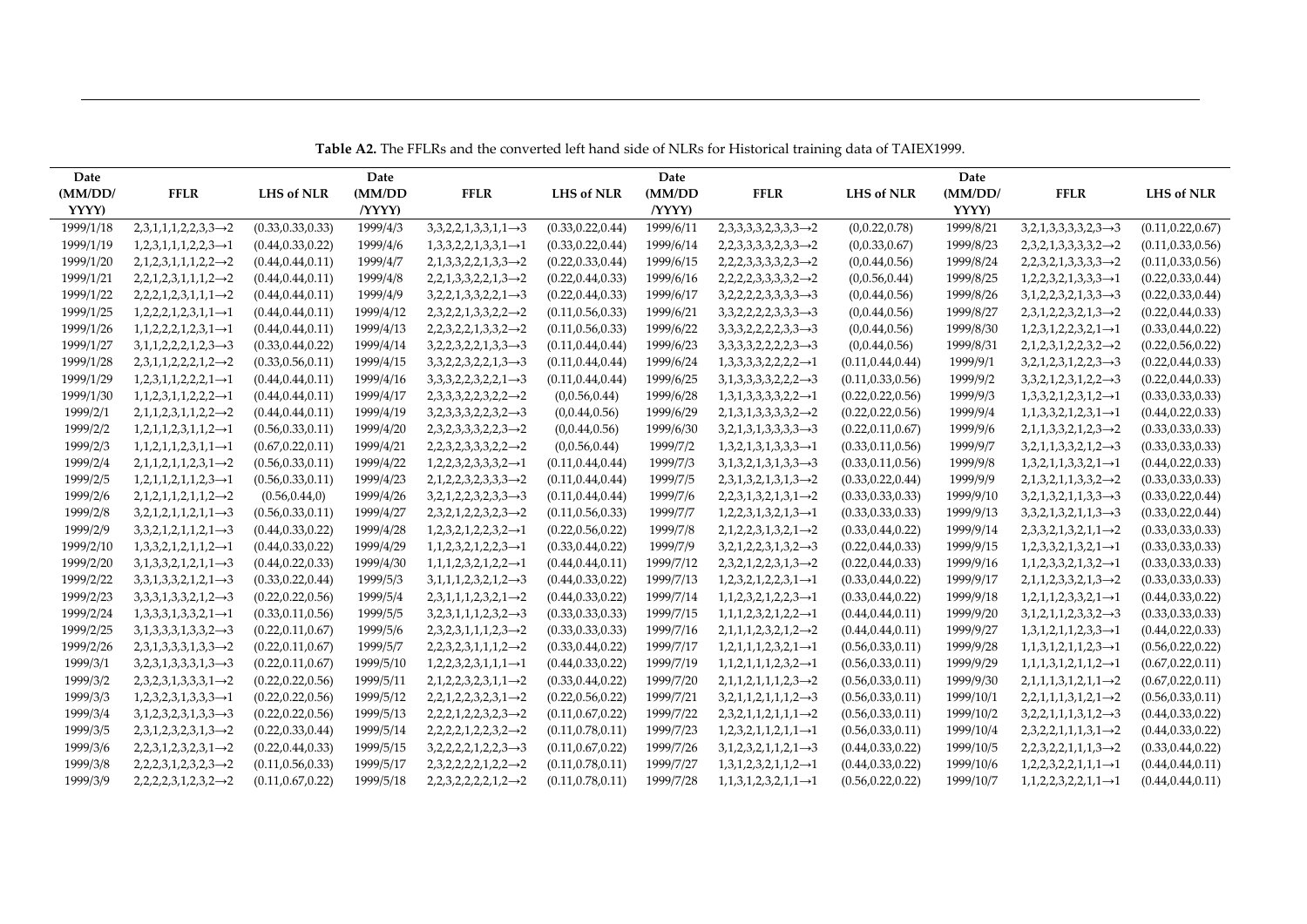**Table A2.** The FFLRs and the converted left hand side of NLRs for Historical training data of TAIEX1999.

| Date (MM/DD/YYYY) | FFLR | LHS of NLR | Date (MM/DD/YYYY) | FFLR | LHS of NLR | Date (MM/DD/YYYY) | FFLR | LHS of NLR | Date (MM/DD/YYYY) | FFLR | LHS of NLR |
|---|---|---|---|---|---|---|---|---|---|---|---|
| 1999/1/18 | 2,3,1,1,1,2,2,3,3→2 | (0.33,0.33,0.33) | 1999/4/3 | 3,3,2,2,1,3,3,1,1→3 | (0.33,0.22,0.44) | 1999/6/11 | 2,3,3,3,3,2,3,3,3→3 | (0,0.22,0.78) | 1999/8/21 | 3,2,1,3,3,3,3,2,3→3 | (0.11,0.22,0.67) |
| 1999/1/19 | 1,2,3,1,1,1,2,2,3→1 | (0.44,0.33,0.22) | 1999/4/6 | 1,3,3,2,2,1,3,3,1→1 | (0.33,0.22,0.44) | 1999/6/14 | 2,2,3,3,3,3,2,3,3→2 | (0,0.33,0.67) | 1999/8/23 | 2,3,2,1,3,3,3,3,2→2 | (0.11,0.33,0.56) |
| 1999/1/20 | 2,1,2,3,1,1,1,2,2→2 | (0.44,0.44,0.11) | 1999/4/7 | 2,1,3,3,2,2,1,3,3→2 | (0.22,0.33,0.44) | 1999/6/15 | 2,2,2,3,3,3,3,2,3→2 | (0,0.44,0.56) | 1999/8/24 | 2,2,3,2,1,3,3,3,3→2 | (0.11,0.33,0.56) |
| 1999/1/21 | 2,2,1,2,3,1,1,1,2→2 | (0.44,0.44,0.11) | 1999/4/8 | 2,2,1,3,3,2,2,1,3→2 | (0.22,0.44,0.33) | 1999/6/16 | 2,2,2,2,3,3,3,3,2→2 | (0,0.56,0.44) | 1999/8/25 | 1,2,2,3,2,1,3,3,3→1 | (0.22,0.33,0.44) |
| 1999/1/22 | 2,2,2,1,2,3,1,1,1→2 | (0.44,0.44,0.11) | 1999/4/9 | 3,2,2,1,3,3,2,2,1→3 | (0.22,0.44,0.33) | 1999/6/17 | 3,2,2,2,2,3,3,3,3→3 | (0,0.44,0.56) | 1999/8/26 | 3,1,2,2,3,2,1,3,3→3 | (0.22,0.33,0.44) |
| 1999/1/25 | 1,2,2,2,1,2,3,1,1→1 | (0.44,0.44,0.11) | 1999/4/12 | 2,3,2,2,1,3,3,2,2→2 | (0.11,0.56,0.33) | 1999/6/21 | 3,3,2,2,2,2,3,3,3→3 | (0,0.44,0.56) | 1999/8/27 | 2,3,1,2,2,3,2,1,3→2 | (0.22,0.44,0.33) |
| 1999/1/26 | 1,1,2,2,2,1,2,3,1→1 | (0.44,0.44,0.11) | 1999/4/13 | 2,2,3,2,2,1,3,3,2→2 | (0.11,0.56,0.33) | 1999/6/22 | 3,3,3,2,2,2,2,3,3→3 | (0,0.44,0.56) | 1999/8/30 | 1,2,3,1,2,2,3,2,1→1 | (0.33,0.44,0.22) |
| 1999/1/27 | 3,1,1,2,2,2,1,2,3→3 | (0.33,0.44,0.22) | 1999/4/14 | 3,2,2,3,2,2,1,3,3→3 | (0.11,0.44,0.44) | 1999/6/23 | 3,3,3,3,2,2,2,2,3→3 | (0,0.44,0.56) | 1999/8/31 | 2,1,2,3,1,2,2,3,2→2 | (0.22,0.56,0.22) |
| 1999/1/28 | 2,3,1,1,2,2,2,1,2→2 | (0.33,0.56,0.11) | 1999/4/15 | 3,3,2,2,3,2,2,1,3→3 | (0.11,0.44,0.44) | 1999/6/24 | 1,3,3,3,3,2,2,2,2→1 | (0.11,0.44,0.44) | 1999/9/1 | 3,2,1,2,3,1,2,2,3→3 | (0.22,0.44,0.33) |
| 1999/1/29 | 1,2,3,1,1,2,2,2,1→1 | (0.44,0.44,0.11) | 1999/4/16 | 3,3,3,2,2,3,2,2,1→3 | (0.11,0.44,0.44) | 1999/6/25 | 3,1,3,3,3,3,2,2,2→3 | (0.11,0.33,0.56) | 1999/9/2 | 3,3,2,1,2,3,1,2,2→3 | (0.22,0.44,0.33) |
| 1999/1/30 | 1,1,2,3,1,1,2,2,2→1 | (0.44,0.44,0.11) | 1999/4/17 | 2,3,3,3,2,2,3,2,2→2 | (0,0.56,0.44) | 1999/6/28 | 1,3,1,3,3,3,3,2,2→1 | (0.22,0.22,0.56) | 1999/9/3 | 1,3,3,2,1,2,3,1,2→1 | (0.33,0.33,0.33) |
| 1999/2/1 | 2,1,1,2,3,1,1,2,2→2 | (0.44,0.44,0.11) | 1999/4/19 | 3,2,3,3,3,2,2,3,2→3 | (0,0.44,0.56) | 1999/6/29 | 2,1,3,1,3,3,3,3,2→2 | (0.22,0.22,0.56) | 1999/9/4 | 1,1,3,3,2,1,2,3,1→1 | (0.44,0.22,0.33) |
| 1999/2/2 | 1,2,1,1,2,3,1,1,2→1 | (0.56,0.33,0.11) | 1999/4/20 | 2,3,2,3,3,3,2,2,3→2 | (0,0.44,0.56) | 1999/6/30 | 3,2,1,3,1,3,3,3,3→3 | (0.22,0.11,0.67) | 1999/9/6 | 2,1,1,3,3,2,1,2,3→2 | (0.33,0.33,0.33) |
| 1999/2/3 | 1,1,2,1,1,2,3,1,1→1 | (0.67,0.22,0.11) | 1999/4/21 | 2,2,3,2,3,3,3,2,2→2 | (0,0.56,0.44) | 1999/7/2 | 1,3,2,1,3,1,3,3,3→1 | (0.33,0.11,0.56) | 1999/9/7 | 3,2,1,1,3,3,2,1,2→3 | (0.33,0.33,0.33) |
| 1999/2/4 | 2,1,1,2,1,1,2,3,1→2 | (0.56,0.33,0.11) | 1999/4/22 | 1,2,2,3,2,3,3,3,2→1 | (0.11,0.44,0.44) | 1999/7/3 | 3,1,3,2,1,3,1,3,3→3 | (0.33,0.11,0.56) | 1999/9/8 | 1,3,2,1,1,3,3,2,1→1 | (0.44,0.22,0.33) |
| 1999/2/5 | 1,2,1,1,2,1,1,2,3→1 | (0.56,0.33,0.11) | 1999/4/23 | 2,1,2,2,3,2,3,3,3→2 | (0.11,0.44,0.44) | 1999/7/5 | 2,3,1,3,2,1,3,1,3→2 | (0.33,0.22,0.44) | 1999/9/9 | 2,1,3,2,1,1,3,3,2→2 | (0.33,0.33,0.33) |
| 1999/2/6 | 2,1,2,1,1,2,1,1,2→2 | (0.56,0.44,0) | 1999/4/26 | 3,2,1,2,2,3,2,3,3→3 | (0.11,0.44,0.44) | 1999/7/6 | 2,2,3,1,3,2,1,3,1→2 | (0.33,0.33,0.33) | 1999/9/10 | 3,2,1,3,2,1,1,3,3→3 | (0.33,0.22,0.44) |
| 1999/2/8 | 3,2,1,2,1,1,2,1,1→3 | (0.56,0.33,0.11) | 1999/4/27 | 2,3,2,1,2,2,3,2,3→2 | (0.11,0.56,0.33) | 1999/7/7 | 1,2,2,3,1,3,2,1,3→1 | (0.33,0.33,0.33) | 1999/9/13 | 3,3,2,1,3,2,1,1,3→3 | (0.33,0.22,0.44) |
| 1999/2/9 | 3,3,2,1,2,1,1,2,1→3 | (0.44,0.33,0.22) | 1999/4/28 | 1,2,3,2,1,2,2,3,2→1 | (0.22,0.56,0.22) | 1999/7/8 | 2,1,2,2,3,1,3,2,1→2 | (0.33,0.44,0.22) | 1999/9/14 | 2,3,3,2,1,3,2,1,1→2 | (0.33,0.33,0.33) |
| 1999/2/10 | 1,3,3,2,1,2,1,1,2→1 | (0.44,0.33,0.22) | 1999/4/29 | 1,1,2,3,2,1,2,2,3→1 | (0.33,0.44,0.22) | 1999/7/9 | 3,2,1,2,2,3,1,3,2→3 | (0.22,0.44,0.33) | 1999/9/15 | 1,2,3,3,2,1,3,2,1→1 | (0.33,0.33,0.33) |
| 1999/2/20 | 3,1,3,3,2,1,2,1,1→3 | (0.44,0.22,0.33) | 1999/4/30 | 1,1,1,2,3,2,1,2,2→1 | (0.44,0.44,0.11) | 1999/7/12 | 2,3,2,1,2,2,3,1,3→2 | (0.22,0.44,0.33) | 1999/9/16 | 1,1,2,3,3,2,1,3,2→1 | (0.33,0.33,0.33) |
| 1999/2/22 | 3,3,1,3,3,2,1,2,1→3 | (0.33,0.22,0.44) | 1999/5/3 | 3,1,1,1,2,3,2,1,2→3 | (0.44,0.33,0.22) | 1999/7/13 | 1,2,3,2,1,2,2,3,1→1 | (0.33,0.44,0.22) | 1999/9/17 | 2,1,1,2,3,3,2,1,3→2 | (0.33,0.33,0.33) |
| 1999/2/23 | 3,3,3,1,3,3,2,1,2→3 | (0.22,0.22,0.56) | 1999/5/4 | 2,3,1,1,1,2,3,2,1→2 | (0.44,0.33,0.22) | 1999/7/14 | 1,1,2,3,2,1,2,2,3→1 | (0.33,0.44,0.22) | 1999/9/18 | 1,2,1,1,2,3,3,2,1→1 | (0.44,0.33,0.22) |
| 1999/2/24 | 1,3,3,3,1,3,3,2,1→1 | (0.33,0.11,0.56) | 1999/5/5 | 3,2,3,1,1,1,2,3,2→3 | (0.33,0.33,0.33) | 1999/7/15 | 1,1,1,2,3,2,1,2,2→1 | (0.44,0.44,0.11) | 1999/9/20 | 3,1,2,1,1,2,3,3,2→3 | (0.33,0.33,0.33) |
| 1999/2/25 | 3,1,3,3,3,1,3,3,2→3 | (0.22,0.11,0.67) | 1999/5/6 | 2,3,2,3,1,1,1,2,3→2 | (0.33,0.33,0.33) | 1999/7/16 | 2,1,1,1,2,3,2,1,2→2 | (0.44,0.44,0.11) | 1999/9/27 | 1,3,1,2,1,1,2,3,3→1 | (0.44,0.22,0.33) |
| 1999/2/26 | 2,3,1,3,3,3,1,3,3→2 | (0.22,0.11,0.67) | 1999/5/7 | 2,2,3,2,3,1,1,1,2→2 | (0.33,0.44,0.22) | 1999/7/17 | 1,2,1,1,1,2,3,2,1→1 | (0.56,0.33,0.11) | 1999/9/28 | 1,1,3,1,2,1,1,2,3→1 | (0.56,0.22,0.22) |
| 1999/3/1 | 3,2,3,1,3,3,3,1,3→3 | (0.22,0.11,0.67) | 1999/5/10 | 1,2,2,3,2,3,1,1,1→1 | (0.44,0.33,0.22) | 1999/7/19 | 1,1,2,1,1,1,2,3,2→1 | (0.56,0.33,0.11) | 1999/9/29 | 1,1,1,3,1,2,1,1,2→1 | (0.67,0.22,0.11) |
| 1999/3/2 | 2,3,2,3,1,3,3,3,1→2 | (0.22,0.22,0.56) | 1999/5/11 | 2,1,2,2,3,2,3,1,1→2 | (0.33,0.44,0.22) | 1999/7/20 | 2,1,1,2,1,1,1,2,3→2 | (0.56,0.33,0.11) | 1999/9/30 | 2,1,1,1,3,1,2,1,1→2 | (0.67,0.22,0.11) |
| 1999/3/3 | 1,2,3,2,3,1,3,3,3→1 | (0.22,0.22,0.56) | 1999/5/12 | 2,2,1,2,2,3,2,3,1→2 | (0.22,0.56,0.22) | 1999/7/21 | 3,2,1,1,2,1,1,1,2→3 | (0.56,0.33,0.11) | 1999/10/1 | 2,2,1,1,1,3,1,2,1→2 | (0.56,0.33,0.11) |
| 1999/3/4 | 3,1,2,3,2,3,1,3,3→3 | (0.22,0.22,0.56) | 1999/5/13 | 2,2,2,1,2,2,3,2,3→2 | (0.11,0.67,0.22) | 1999/7/22 | 2,3,2,1,1,2,1,1,1→2 | (0.56,0.33,0.11) | 1999/10/2 | 3,2,2,1,1,1,3,1,2→3 | (0.44,0.33,0.22) |
| 1999/3/5 | 2,3,1,2,3,2,3,1,3→2 | (0.22,0.33,0.44) | 1999/5/14 | 2,2,2,2,1,2,2,3,2→2 | (0.11,0.78,0.11) | 1999/7/23 | 1,2,3,2,1,1,2,1,1→1 | (0.56,0.33,0.11) | 1999/10/4 | 2,3,2,2,1,1,1,3,1→2 | (0.44,0.33,0.22) |
| 1999/3/6 | 2,2,3,1,2,3,2,3,1→2 | (0.22,0.44,0.33) | 1999/5/15 | 3,2,2,2,2,1,2,2,3→3 | (0.11,0.67,0.22) | 1999/7/26 | 3,1,2,3,2,1,1,2,1→3 | (0.44,0.33,0.22) | 1999/10/5 | 2,2,3,2,2,1,1,1,3→2 | (0.33,0.44,0.22) |
| 1999/3/8 | 2,2,2,3,1,2,3,2,3→2 | (0.11,0.56,0.33) | 1999/5/17 | 2,3,2,2,2,2,1,2,2→2 | (0.11,0.78,0.11) | 1999/7/27 | 1,3,1,2,3,2,1,1,2→1 | (0.44,0.33,0.22) | 1999/10/6 | 1,2,2,3,2,2,1,1,1→1 | (0.44,0.44,0.11) |
| 1999/3/9 | 2,2,2,2,3,1,2,3,2→2 | (0.11,0.67,0.22) | 1999/5/18 | 2,2,3,2,2,2,2,1,2→2 | (0.11,0.78,0.11) | 1999/7/28 | 1,1,3,1,2,3,2,1,1→1 | (0.56,0.22,0.22) | 1999/10/7 | 1,1,2,2,3,2,2,1,1→1 | (0.44,0.44,0.11) |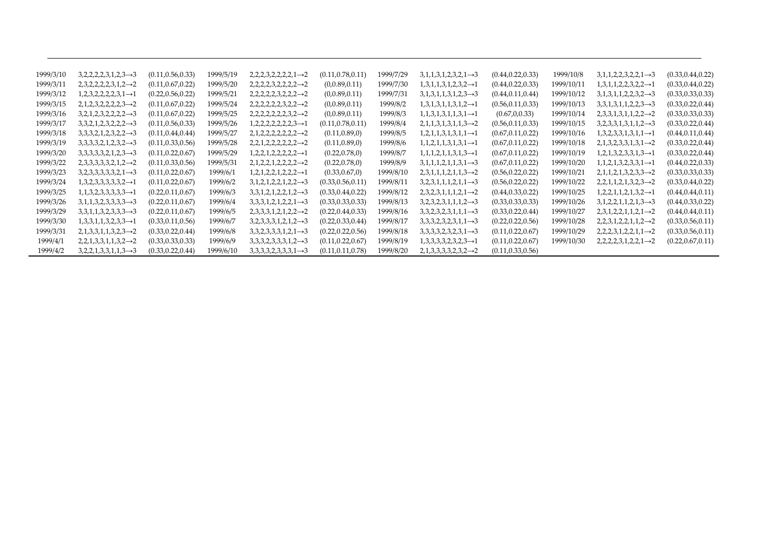| | | | | | | | | | | | |
|---|---|---|---|---|---|---|---|---|---|---|---|
| 1999/3/10 | 3,2,2,2,2,3,1,2,3→3 | (0.11,0.56,0.33) | 1999/5/19 | 2,2,2,3,2,2,2,2,1→2 | (0.11,0.78,0.11) | 1999/7/29 | 3,1,1,3,1,2,3,2,1→3 | (0.44,0.22,0.33) | 1999/10/8 | 3,1,1,2,2,3,2,2,1→3 | (0.33,0.44,0.22) |
| 1999/3/11 | 2,3,2,2,2,2,3,1,2→2 | (0.11,0.67,0.22) | 1999/5/20 | 2,2,2,2,3,2,2,2,2→2 | (0,0.89,0.11) | 1999/7/30 | 1,3,1,1,3,1,2,3,2→1 | (0.44,0.22,0.33) | 1999/10/11 | 1,3,1,1,2,2,3,2,2→1 | (0.33,0.44,0.22) |
| 1999/3/12 | 1,2,3,2,2,2,2,3,1→1 | (0.22,0.56,0.22) | 1999/5/21 | 2,2,2,2,2,3,2,2,2→2 | (0,0.89,0.11) | 1999/7/31 | 3,1,3,1,1,3,1,2,3→3 | (0.44,0.11,0.44) | 1999/10/12 | 3,1,3,1,1,2,2,3,2→3 | (0.33,0.33,0.33) |
| 1999/3/15 | 2,1,2,3,2,2,2,2,3→2 | (0.11,0.67,0.22) | 1999/5/24 | 2,2,2,2,2,2,3,2,2→2 | (0,0.89,0.11) | 1999/8/2 | 1,3,1,3,1,1,3,1,2→1 | (0.56,0.11,0.33) | 1999/10/13 | 3,3,1,3,1,1,2,2,3→3 | (0.33,0.22,0.44) |
| 1999/3/16 | 3,2,1,2,3,2,2,2,2→3 | (0.11,0.67,0.22) | 1999/5/25 | 2,2,2,2,2,2,2,3,2→2 | (0,0.89,0.11) | 1999/8/3 | 1,1,3,1,3,1,1,3,1→1 | (0.67,0,0.33) | 1999/10/14 | 2,3,3,1,3,1,1,2,2→2 | (0.33,0.33,0.33) |
| 1999/3/17 | 3,3,2,1,2,3,2,2,2→3 | (0.11,0.56,0.33) | 1999/5/26 | 1,2,2,2,2,2,2,2,3→1 | (0.11,0.78,0.11) | 1999/8/4 | 2,1,1,3,1,3,1,1,3→2 | (0.56,0.11,0.33) | 1999/10/15 | 3,2,3,3,1,3,1,1,2→3 | (0.33,0.22,0.44) |
| 1999/3/18 | 3,3,3,2,1,2,3,2,2→3 | (0.11,0.44,0.44) | 1999/5/27 | 2,1,2,2,2,2,2,2,2→2 | (0.11,0.89,0) | 1999/8/5 | 1,2,1,1,3,1,3,1,1→1 | (0.67,0.11,0.22) | 1999/10/16 | 1,3,2,3,3,1,3,1,1→1 | (0.44,0.11,0.44) |
| 1999/3/19 | 3,3,3,3,2,1,2,3,2→3 | (0.11,0.33,0.56) | 1999/5/28 | 2,2,1,2,2,2,2,2,2→2 | (0.11,0.89,0) | 1999/8/6 | 1,1,2,1,1,3,1,3,1→1 | (0.67,0.11,0.22) | 1999/10/18 | 2,1,3,2,3,3,1,3,1→2 | (0.33,0.22,0.44) |
| 1999/3/20 | 3,3,3,3,3,2,1,2,3→3 | (0.11,0.22,0.67) | 1999/5/29 | 1,2,2,1,2,2,2,2,2→1 | (0.22,0.78,0) | 1999/8/7 | 1,1,1,2,1,1,3,1,3→1 | (0.67,0.11,0.22) | 1999/10/19 | 1,2,1,3,2,3,3,1,3→1 | (0.33,0.22,0.44) |
| 1999/3/22 | 2,3,3,3,3,3,2,1,2→2 | (0.11,0.33,0.56) | 1999/5/31 | 2,1,2,2,1,2,2,2,2→2 | (0.22,0.78,0) | 1999/8/9 | 3,1,1,1,2,1,1,3,1→3 | (0.67,0.11,0.22) | 1999/10/20 | 1,1,2,1,3,2,3,3,1→1 | (0.44,0.22,0.33) |
| 1999/3/23 | 3,2,3,3,3,3,3,2,1→3 | (0.11,0.22,0.67) | 1999/6/1 | 1,2,1,2,2,1,2,2,2→1 | (0.33,0.67,0) | 1999/8/10 | 2,3,1,1,1,2,1,1,3→2 | (0.56,0.22,0.22) | 1999/10/21 | 2,1,1,2,1,3,2,3,3→2 | (0.33,0.33,0.33) |
| 1999/3/24 | 1,3,2,3,3,3,3,3,2→1 | (0.11,0.22,0.67) | 1999/6/2 | 3,1,2,1,2,2,1,2,2→3 | (0.33,0.56,0.11) | 1999/8/11 | 3,2,3,1,1,1,2,1,1→3 | (0.56,0.22,0.22) | 1999/10/22 | 2,2,1,1,2,1,3,2,3→2 | (0.33,0.44,0.22) |
| 1999/3/25 | 1,1,3,2,3,3,3,3,3→1 | (0.22,0.11,0.67) | 1999/6/3 | 3,3,1,2,1,2,2,1,2→3 | (0.33,0.44,0.22) | 1999/8/12 | 2,3,2,3,1,1,1,2,1→2 | (0.44,0.33,0.22) | 1999/10/25 | 1,2,2,1,1,2,1,3,2→1 | (0.44,0.44,0.11) |
| 1999/3/26 | 3,1,1,3,2,3,3,3,3→3 | (0.22,0.11,0.67) | 1999/6/4 | 3,3,3,1,2,1,2,2,1→3 | (0.33,0.33,0.33) | 1999/8/13 | 3,2,3,2,3,1,1,1,2→3 | (0.33,0.33,0.33) | 1999/10/26 | 3,1,2,2,1,1,2,1,3→3 | (0.44,0.33,0.22) |
| 1999/3/29 | 3,3,1,1,3,2,3,3,3→3 | (0.22,0.11,0.67) | 1999/6/5 | 2,3,3,3,1,2,1,2,2→2 | (0.22,0.44,0.33) | 1999/8/16 | 3,3,2,3,2,3,1,1,1→3 | (0.33,0.22,0.44) | 1999/10/27 | 2,3,1,2,2,1,1,2,1→2 | (0.44,0.44,0.11) |
| 1999/3/30 | 1,3,3,1,1,3,2,3,3→1 | (0.33,0.11,0.56) | 1999/6/7 | 3,2,3,3,3,1,2,1,2→3 | (0.22,0.33,0.44) | 1999/8/17 | 3,3,3,2,3,2,3,1,1→3 | (0.22,0.22,0.56) | 1999/10/28 | 2,2,3,1,2,2,1,1,2→2 | (0.33,0.56,0.11) |
| 1999/3/31 | 2,1,3,3,1,1,3,2,3→2 | (0.33,0.22,0.44) | 1999/6/8 | 3,3,2,3,3,3,1,2,1→3 | (0.22,0.22,0.56) | 1999/8/18 | 3,3,3,3,2,3,2,3,1→3 | (0.11,0.22,0.67) | 1999/10/29 | 2,2,2,3,1,2,2,1,1→2 | (0.33,0.56,0.11) |
| 1999/4/1 | 2,2,1,3,3,1,1,3,2→2 | (0.33,0.33,0.33) | 1999/6/9 | 3,3,3,2,3,3,3,1,2→3 | (0.11,0.22,0.67) | 1999/8/19 | 1,3,3,3,3,2,3,2,3→1 | (0.11,0.22,0.67) | 1999/10/30 | 2,2,2,2,3,1,2,2,1→2 | (0.22,0.67,0.11) |
| 1999/4/2 | 3,2,2,1,3,3,1,1,3→3 | (0.33,0.22,0.44) | 1999/6/10 | 3,3,3,3,2,3,3,3,1→3 | (0.11,0.11,0.78) | 1999/8/20 | 2,1,3,3,3,3,2,3,2→2 | (0.11,0.33,0.56) | | | |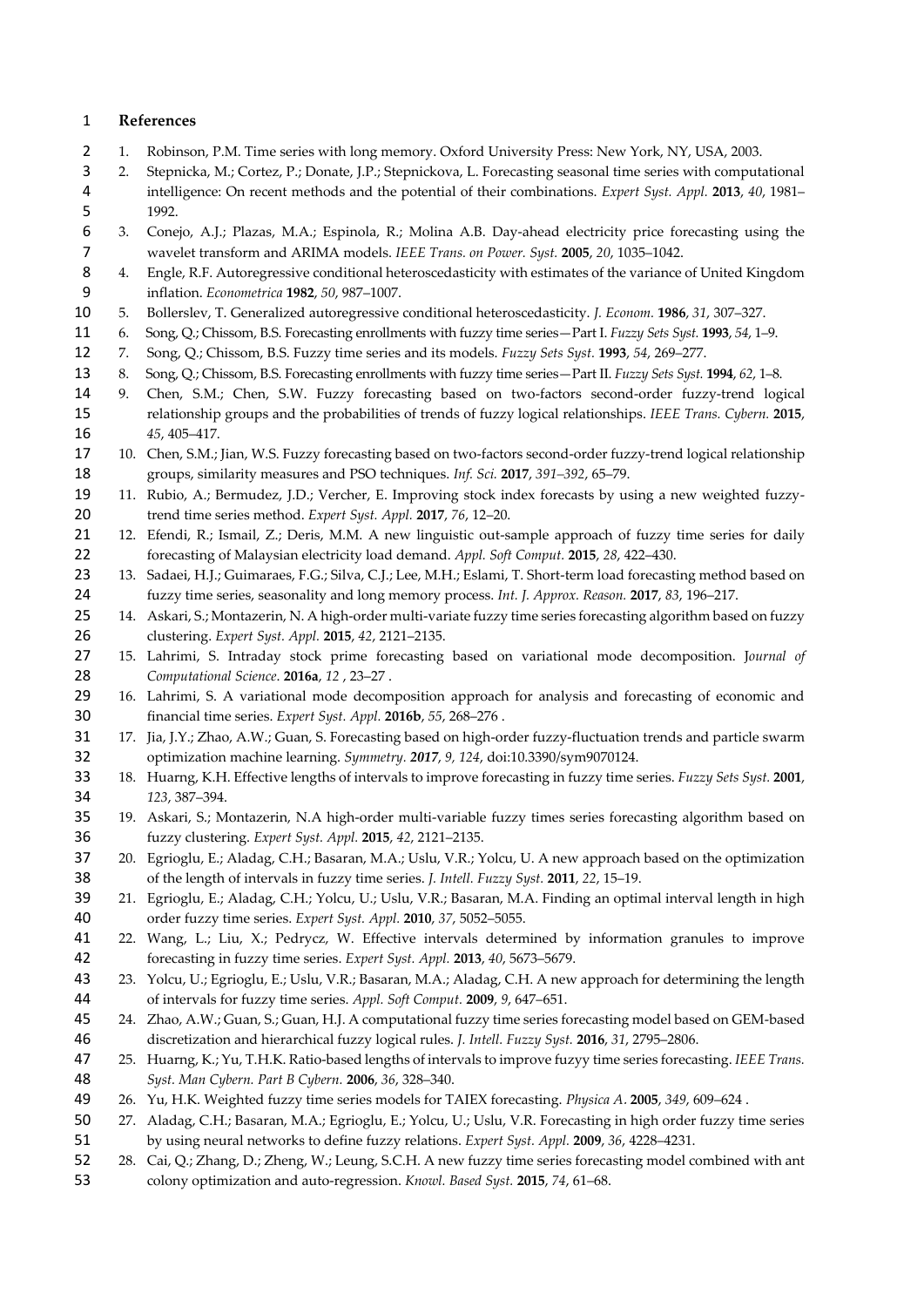## References

1. Robinson, P.M. Time series with long memory. Oxford University Press: New York, NY, USA, 2003.
2. Stepnicka, M.; Cortez, P.; Donate, J.P.; Stepnickova, L. Forecasting seasonal time series with computational intelligence: On recent methods and the potential of their combinations. *Expert Syst. Appl.* **2013**, *40*, 1981–1992.
3. Conejo, A.J.; Plazas, M.A.; Espinola, R.; Molina A.B. Day-ahead electricity price forecasting using the wavelet transform and ARIMA models. *IEEE Trans. on Power. Syst.* **2005**, *20*, 1035–1042.
4. Engle, R.F. Autoregressive conditional heteroscedasticity with estimates of the variance of United Kingdom inflation. *Econometrica* **1982**, *50*, 987–1007.
5. Bollerslev, T. Generalized autoregressive conditional heteroscedasticity. *J. Econom.* **1986**, *31*, 307–327.
6. Song, Q.; Chissom, B.S. Forecasting enrollments with fuzzy time series—Part I. *Fuzzy Sets Syst.* **1993**, *54*, 1–9.
7. Song, Q.; Chissom, B.S. Fuzzy time series and its models. *Fuzzy Sets Syst.* **1993**, *54*, 269–277.
8. Song, Q.; Chissom, B.S. Forecasting enrollments with fuzzy time series—Part II. *Fuzzy Sets Syst.* **1994**, *62*, 1–8.
9. Chen, S.M.; Chen, S.W. Fuzzy forecasting based on two-factors second-order fuzzy-trend logical relationship groups and the probabilities of trends of fuzzy logical relationships. *IEEE Trans. Cybern.* **2015**, *45*, 405–417.
10. Chen, S.M.; Jian, W.S. Fuzzy forecasting based on two-factors second-order fuzzy-trend logical relationship groups, similarity measures and PSO techniques. *Inf. Sci.* **2017**, *391–392*, 65–79.
11. Rubio, A.; Bermudez, J.D.; Vercher, E. Improving stock index forecasts by using a new weighted fuzzy-trend time series method. *Expert Syst. Appl.* **2017**, *76*, 12–20.
12. Efendi, R.; Ismail, Z.; Deris, M.M. A new linguistic out-sample approach of fuzzy time series for daily forecasting of Malaysian electricity load demand. *Appl. Soft Comput.* **2015**, *28*, 422–430.
13. Sadaei, H.J.; Guimaraes, F.G.; Silva, C.J.; Lee, M.H.; Eslami, T. Short-term load forecasting method based on fuzzy time series, seasonality and long memory process. *Int. J. Approx. Reason.* **2017**, *83*, 196–217.
14. Askari, S.; Montazerin, N. A high-order multi-variate fuzzy time series forecasting algorithm based on fuzzy clustering. *Expert Syst. Appl.* **2015**, *42*, 2121–2135.
15. Lahrimi, S. Intraday stock prime forecasting based on variational mode decomposition. J*ournal of Computational Science*. **2016a**, *12* , 23–27 .
16. Lahrimi, S. A variational mode decomposition approach for analysis and forecasting of economic and financial time series. *Expert Syst. Appl.* **2016b**, *55*, 268–276 .
17. Jia, J.Y.; Zhao, A.W.; Guan, S. Forecasting based on high-order fuzzy-fluctuation trends and particle swarm optimization machine learning. *Symmetry. 2017*, *9*, *124*, doi:10.3390/sym9070124.
18. Huarng, K.H. Effective lengths of intervals to improve forecasting in fuzzy time series. *Fuzzy Sets Syst.* **2001**, *123*, 387–394.
19. Askari, S.; Montazerin, N.A high-order multi-variable fuzzy times series forecasting algorithm based on fuzzy clustering. *Expert Syst. Appl.* **2015**, *42*, 2121–2135.
20. Egrioglu, E.; Aladag, C.H.; Basaran, M.A.; Uslu, V.R.; Yolcu, U. A new approach based on the optimization of the length of intervals in fuzzy time series. *J. Intell. Fuzzy Syst.* **2011**, *22*, 15–19.
21. Egrioglu, E.; Aladag, C.H.; Yolcu, U.; Uslu, V.R.; Basaran, M.A. Finding an optimal interval length in high order fuzzy time series. *Expert Syst. Appl.* **2010**, *37*, 5052–5055.
22. Wang, L.; Liu, X.; Pedrycz, W. Effective intervals determined by information granules to improve forecasting in fuzzy time series. *Expert Syst. Appl.* **2013**, *40*, 5673–5679.
23. Yolcu, U.; Egrioglu, E.; Uslu, V.R.; Basaran, M.A.; Aladag, C.H. A new approach for determining the length of intervals for fuzzy time series. *Appl. Soft Comput.* **2009**, *9*, 647–651.
24. Zhao, A.W.; Guan, S.; Guan, H.J. A computational fuzzy time series forecasting model based on GEM-based discretization and hierarchical fuzzy logical rules. *J. Intell. Fuzzy Syst.* **2016**, *31*, 2795–2806.
25. Huarng, K.; Yu, T.H.K. Ratio-based lengths of intervals to improve fuzyy time series forecasting. *IEEE Trans. Syst. Man Cybern. Part B Cybern.* **2006**, *36*, 328–340.
26. Yu, H.K. Weighted fuzzy time series models for TAIEX forecasting. *Physica A.* **2005**, *349*, 609–624 .
27. Aladag, C.H.; Basaran, M.A.; Egrioglu, E.; Yolcu, U.; Uslu, V.R. Forecasting in high order fuzzy time series by using neural networks to define fuzzy relations. *Expert Syst. Appl.* **2009**, *36*, 4228–4231.
28. Cai, Q.; Zhang, D.; Zheng, W.; Leung, S.C.H. A new fuzzy time series forecasting model combined with ant colony optimization and auto-regression. *Knowl. Based Syst.* **2015**, *74*, 61–68.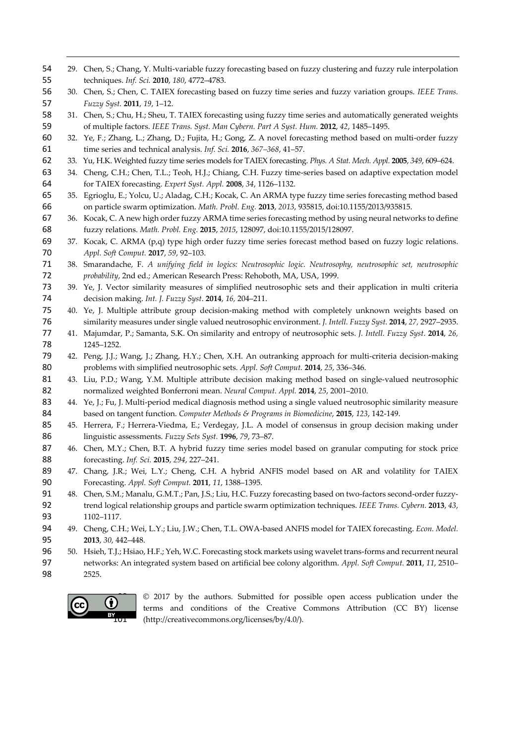29. Chen, S.; Chang, Y. Multi-variable fuzzy forecasting based on fuzzy clustering and fuzzy rule interpolation techniques. *Inf. Sci.* **2010**, *180*, 4772–4783.
30. Chen, S.; Chen, C. TAIEX forecasting based on fuzzy time series and fuzzy variation groups. *IEEE Trans. Fuzzy Syst.* **2011**, *19*, 1–12.
31. Chen, S.; Chu, H.; Sheu, T. TAIEX forecasting using fuzzy time series and automatically generated weights of multiple factors. *IEEE Trans. Syst. Man Cybern. Part A Syst. Hum.* **2012**, *42*, 1485–1495.
32. Ye, F.; Zhang, L.; Zhang, D.; Fujita, H.; Gong, Z. A novel forecasting method based on multi-order fuzzy time series and technical analysis. *Inf. Sci.* **2016**, *367–368*, 41–57.
33. Yu, H.K. Weighted fuzzy time series models for TAIEX forecasting. *Phys. A Stat. Mech. Appl.* **2005**, *349*, 609–624.
34. Cheng, C.H.; Chen, T.L.; Teoh, H.J.; Chiang, C.H. Fuzzy time-series based on adaptive expectation model for TAIEX forecasting. *Expert Syst. Appl.* **2008**, *34*, 1126–1132.
35. Egrioglu, E.; Yolcu, U.; Aladag, C.H.; Kocak, C. An ARMA type fuzzy time series forecasting method based on particle swarm optimization. *Math. Probl. Eng.* **2013**, *2013*, 935815, doi:10.1155/2013/935815.
36. Kocak, C. A new high order fuzzy ARMA time series forecasting method by using neural networks to define fuzzy relations. *Math. Probl. Eng.* **2015**, *2015*, 128097, doi:10.1155/2015/128097.
37. Kocak, C. ARMA (p,q) type high order fuzzy time series forecast method based on fuzzy logic relations. *Appl. Soft Comput.* **2017**, *59*, 92–103.
38. Smarandache, F. *A unifying field in logics: Neutrosophic logic. Neutrosophy, neutrosophic set, neutrosophic probability*, 2nd ed.; American Research Press: Rehoboth, MA, USA, 1999.
39. Ye, J. Vector similarity measures of simplified neutrosophic sets and their application in multi criteria decision making. *Int. J. Fuzzy Syst*. **2014**, *16,* 204–211.
40. Ye, J. Multiple attribute group decision-making method with completely unknown weights based on similarity measures under single valued neutrosophic environment. *J. Intell. Fuzzy Syst.* **2014**, *27*, 2927–2935.
41. Majumdar, P.; Samanta, S.K. On similarity and entropy of neutrosophic sets. *J. Intell. Fuzzy Syst*. **2014**, *26,* 1245–1252.
42. Peng, J.J.; Wang, J.; Zhang, H.Y.; Chen, X.H. An outranking approach for multi-criteria decision-making problems with simplified neutrosophic sets. *Appl. Soft Comput.* **2014**, *25*, 336–346.
43. Liu, P.D.; Wang, Y.M. Multiple attribute decision making method based on single-valued neutrosophic normalized weighted Bonferroni mean. *Neural Comput. Appl.* **2014**, *25*, 2001–2010.
44. Ye, J.; Fu, J. Multi-period medical diagnosis method using a single valued neutrosophic similarity measure based on tangent function. *Computer Methods & Programs in Biomedicine*, **2015**, *123*, 142-149.
45. Herrera, F.; Herrera-Viedma, E.; Verdegay, J.L. A model of consensus in group decision making under linguistic assessments. *Fuzzy Sets Syst.* **1996**, *79*, 73–87.
46. Chen, M.Y.; Chen, B.T. A hybrid fuzzy time series model based on granular computing for stock price forecasting. *Inf. Sci.* **2015**, *294*, 227–241.
47. Chang, J.R.; Wei, L.Y.; Cheng, C.H. A hybrid ANFIS model based on AR and volatility for TAIEX Forecasting. *Appl. Soft Comput.* **2011**, *11*, 1388–1395.
48. Chen, S.M.; Manalu, G.M.T.; Pan, J.S.; Liu, H.C. Fuzzy forecasting based on two-factors second-order fuzzy-trend logical relationship groups and particle swarm optimization techniques. *IEEE Trans. Cybern.* **2013**, *43*, 1102–1117.
49. Cheng, C.H.; Wei, L.Y.; Liu, J.W.; Chen, T.L. OWA-based ANFIS model for TAIEX forecasting. *Econ. Model.* **2013**, *30*, 442–448.
50. Hsieh, T.J.; Hsiao, H.F.; Yeh, W.C. Forecasting stock markets using wavelet trans-forms and recurrent neural networks: An integrated system based on artificial bee colony algorithm. *Appl. Soft Comput.* **2011**, *11*, 2510–2525.

© 2017 by the authors. Submitted for possible open access publication under the terms and conditions of the Creative Commons Attribution (CC BY) license (http://creativecommons.org/licenses/by/4.0/).